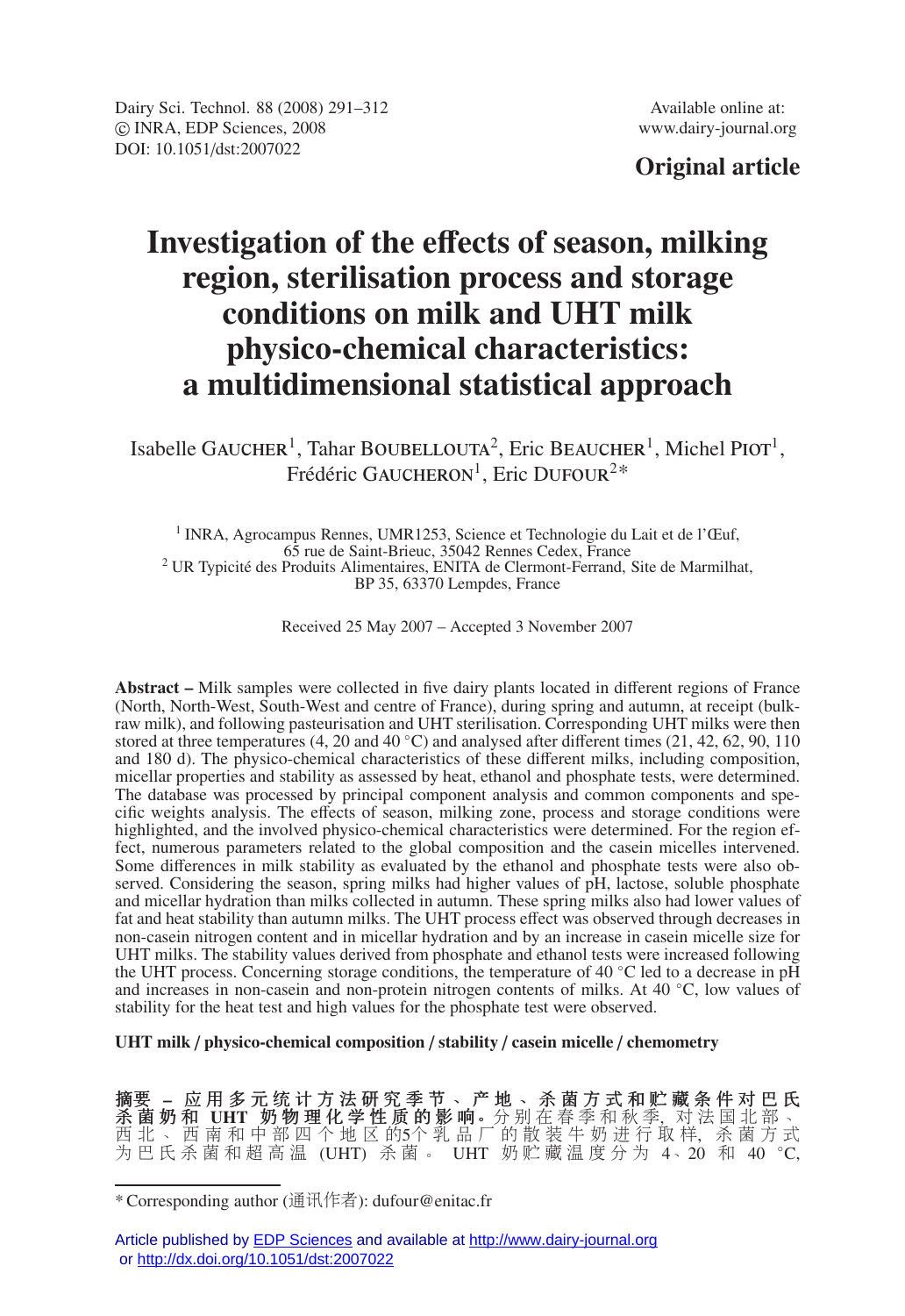Original article

# Investigation of the effects of season, milking region, sterilisation process and storage conditions on milk and UHT milk physico-chemical characteristics: a multidimensional statistical approach

Isabelle Gaucher[1], Tahar Boubellouta[2], Eric Beaucher[1], Michel Piot[1], Frédéric Gaucheron[1], Eric Dufour[2]*

[1] INRA, Agrocampus Rennes, UMR1253, Science et Technologie du Lait et de l'Œuf, 65 rue de Saint-Brieuc, 35042 Rennes Cedex, France
[2] UR Typicité des Produits Alimentaires, ENITA de Clermont-Ferrand, Site de Marmilhat, BP 35, 63370 Lempdes, France

Received 25 May 2007 – Accepted 3 November 2007

**Abstract –** Milk samples were collected in five dairy plants located in different regions of France (North, North-West, South-West and centre of France), during spring and autumn, at receipt (bulk-raw milk), and following pasteurisation and UHT sterilisation. Corresponding UHT milks were then stored at three temperatures (4, 20 and 40 °C) and analysed after different times (21, 42, 62, 90, 110 and 180 d). The physico-chemical characteristics of these different milks, including composition, micellar properties and stability as assessed by heat, ethanol and phosphate tests, were determined. The database was processed by principal component analysis and common components and specific weights analysis. The effects of season, milking zone, process and storage conditions were highlighted, and the involved physico-chemical characteristics were determined. For the region effect, numerous parameters related to the global composition and the casein micelles intervened. Some differences in milk stability as evaluated by the ethanol and phosphate tests were also observed. Considering the season, spring milks had higher values of pH, lactose, soluble phosphate and micellar hydration than milks collected in autumn. These spring milks also had lower values of fat and heat stability than autumn milks. The UHT process effect was observed through decreases in non-casein nitrogen content and in micellar hydration and by an increase in casein micelle size for UHT milks. The stability values derived from phosphate and ethanol tests were increased following the UHT process. Concerning storage conditions, the temperature of 40 °C led to a decrease in pH and increases in non-casein and non-protein nitrogen contents of milks. At 40 °C, low values of stability for the heat test and high values for the phosphate test were observed.

**UHT milk / physico-chemical composition / stability / casein micelle / chemometry**

**摘要 – 应用多元统计方法研究季节、产地、杀菌方式和贮藏条件对巴氏杀菌奶和 UHT 奶物理化学性质的影响。**分别在春季和秋季, 对法国北部、西北、西南和中部四个地区的5个乳品厂的散装牛奶进行取样, 杀菌方式为巴氏杀菌和超高温 (UHT) 杀菌。UHT 奶贮藏温度分为 4、20 和 40 °C,

* Corresponding author (通讯作者): dufour@enitac.fr

Article published by EDP Sciences and available at http://www.dairy-journal.org or http://dx.doi.org/10.1051/dst:2007022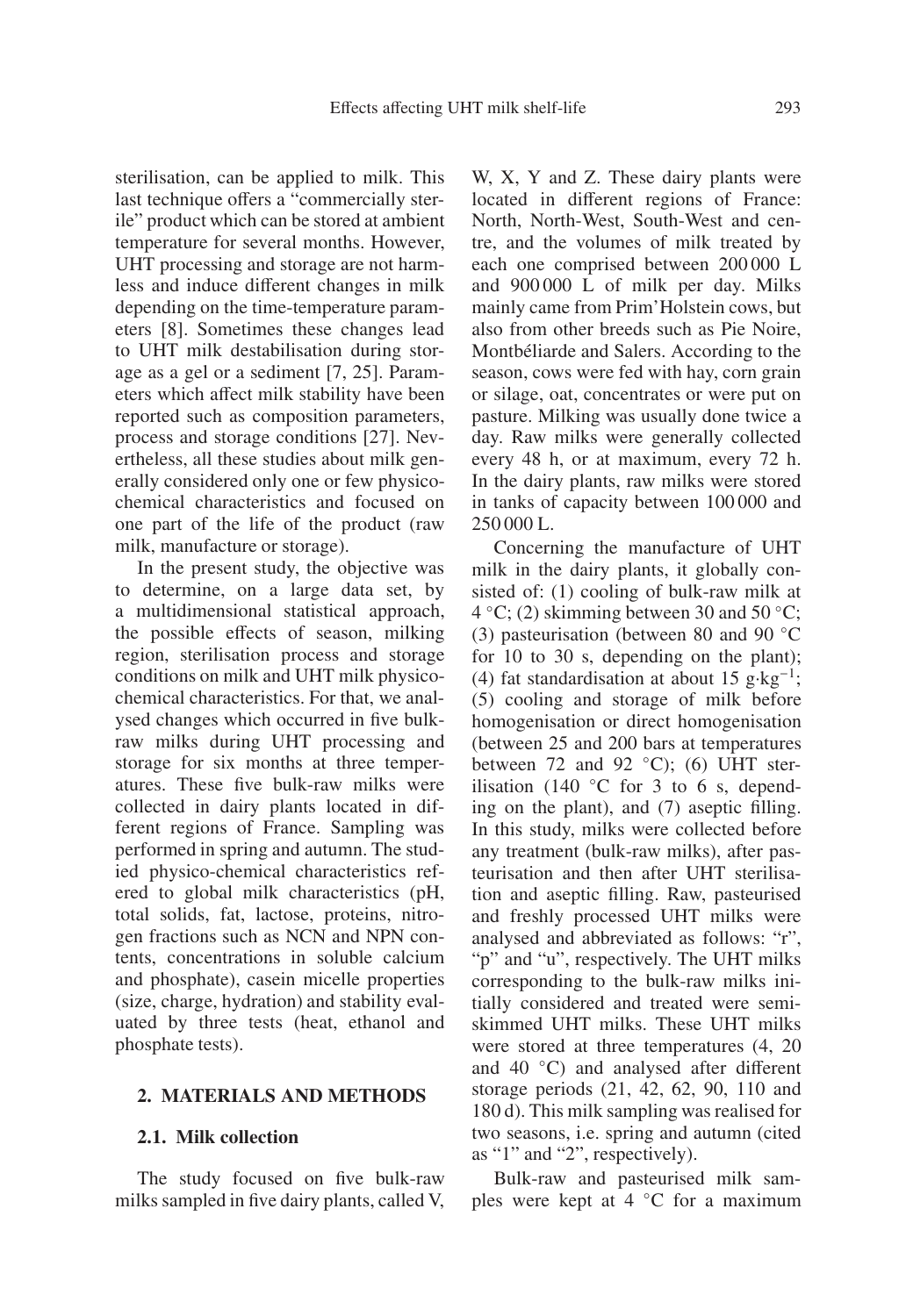sterilisation, can be applied to milk. This last technique offers a "commercially sterile" product which can be stored at ambient temperature for several months. However, UHT processing and storage are not harmless and induce different changes in milk depending on the time-temperature parameters [8]. Sometimes these changes lead to UHT milk destabilisation during storage as a gel or a sediment [7, 25]. Parameters which affect milk stability have been reported such as composition parameters, process and storage conditions [27]. Nevertheless, all these studies about milk generally considered only one or few physico-chemical characteristics and focused on one part of the life of the product (raw milk, manufacture or storage).

In the present study, the objective was to determine, on a large data set, by a multidimensional statistical approach, the possible effects of season, milking region, sterilisation process and storage conditions on milk and UHT milk physico-chemical characteristics. For that, we analysed changes which occurred in five bulk-raw milks during UHT processing and storage for six months at three temperatures. These five bulk-raw milks were collected in dairy plants located in different regions of France. Sampling was performed in spring and autumn. The studied physico-chemical characteristics referred to global milk characteristics (pH, total solids, fat, lactose, proteins, nitrogen fractions such as NCN and NPN contents, concentrations in soluble calcium and phosphate), casein micelle properties (size, charge, hydration) and stability evaluated by three tests (heat, ethanol and phosphate tests).

## 2. MATERIALS AND METHODS

### 2.1. Milk collection

The study focused on five bulk-raw milks sampled in five dairy plants, called V, W, X, Y and Z. These dairy plants were located in different regions of France: North, North-West, South-West and centre, and the volumes of milk treated by each one comprised between 200 000 L and 900 000 L of milk per day. Milks mainly came from Prim'Holstein cows, but also from other breeds such as Pie Noire, Montbéliarde and Salers. According to the season, cows were fed with hay, corn grain or silage, oat, concentrates or were put on pasture. Milking was usually done twice a day. Raw milks were generally collected every 48 h, or at maximum, every 72 h. In the dairy plants, raw milks were stored in tanks of capacity between 100 000 and 250 000 L.

Concerning the manufacture of UHT milk in the dairy plants, it globally consisted of: (1) cooling of bulk-raw milk at 4 °C; (2) skimming between 30 and 50 °C; (3) pasteurisation (between 80 and 90 °C for 10 to 30 s, depending on the plant); (4) fat standardisation at about 15 $g \cdot kg^{-1}$; (5) cooling and storage of milk before homogenisation or direct homogenisation (between 25 and 200 bars at temperatures between 72 and 92 °C); (6) UHT sterilisation (140 °C for 3 to 6 s, depending on the plant), and (7) aseptic filling. In this study, milks were collected before any treatment (bulk-raw milks), after pasteurisation and then after UHT sterilisation and aseptic filling. Raw, pasteurised and freshly processed UHT milks were analysed and abbreviated as follows: "r", "p" and "u", respectively. The UHT milks corresponding to the bulk-raw milks initially considered and treated were semi-skimmed UHT milks. These UHT milks were stored at three temperatures (4, 20 and 40 °C) and analysed after different storage periods (21, 42, 62, 90, 110 and 180 d). This milk sampling was realised for two seasons, i.e. spring and autumn (cited as "1" and "2", respectively).

Bulk-raw and pasteurised milk samples were kept at 4 °C for a maximum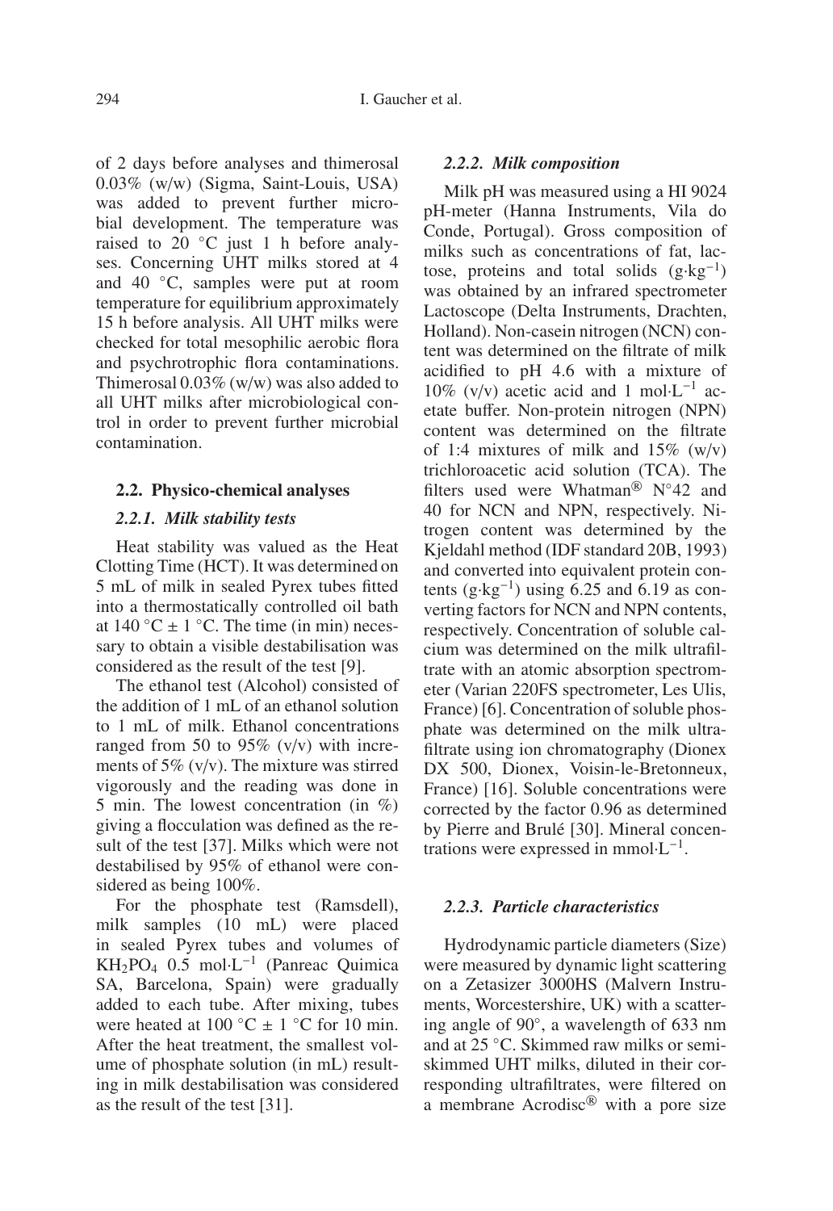of 2 days before analyses and thimerosal 0.03% (w/w) (Sigma, Saint-Louis, USA) was added to prevent further microbial development. The temperature was raised to 20 °C just 1 h before analyses. Concerning UHT milks stored at 4 and 40 °C, samples were put at room temperature for equilibrium approximately 15 h before analysis. All UHT milks were checked for total mesophilic aerobic flora and psychrotrophic flora contaminations. Thimerosal 0.03% (w/w) was also added to all UHT milks after microbiological control in order to prevent further microbial contamination.

## 2.2. Physico-chemical analyses

### 2.2.1. Milk stability tests

Heat stability was valued as the Heat Clotting Time (HCT). It was determined on 5 mL of milk in sealed Pyrex tubes fitted into a thermostatically controlled oil bath at 140 °C ± 1 °C. The time (in min) necessary to obtain a visible destabilisation was considered as the result of the test [9].

The ethanol test (Alcohol) consisted of the addition of 1 mL of an ethanol solution to 1 mL of milk. Ethanol concentrations ranged from 50 to 95% (v/v) with increments of 5% (v/v). The mixture was stirred vigorously and the reading was done in 5 min. The lowest concentration (in %) giving a flocculation was defined as the result of the test [37]. Milks which were not destabilised by 95% of ethanol were considered as being 100%.

For the phosphate test (Ramsdell), milk samples (10 mL) were placed in sealed Pyrex tubes and volumes of $KH_2PO_4$ 0.5 mol·L$^{-1}$ (Panreac Quimica SA, Barcelona, Spain) were gradually added to each tube. After mixing, tubes were heated at 100 °C ± 1 °C for 10 min. After the heat treatment, the smallest volume of phosphate solution (in mL) resulting in milk destabilisation was considered as the result of the test [31].

### 2.2.2. Milk composition

Milk pH was measured using a HI 9024 pH-meter (Hanna Instruments, Vila do Conde, Portugal). Gross composition of milks such as concentrations of fat, lactose, proteins and total solids (g·kg$^{-1}$) was obtained by an infrared spectrometer Lactoscope (Delta Instruments, Drachten, Holland). Non-casein nitrogen (NCN) content was determined on the filtrate of milk acidified to pH 4.6 with a mixture of 10% (v/v) acetic acid and 1 mol·L$^{-1}$ acetate buffer. Non-protein nitrogen (NPN) content was determined on the filtrate of 1:4 mixtures of milk and 15% (w/v) trichloroacetic acid solution (TCA). The filters used were Whatman® N°42 and 40 for NCN and NPN, respectively. Nitrogen content was determined by the Kjeldahl method (IDF standard 20B, 1993) and converted into equivalent protein contents (g·kg$^{-1}$) using 6.25 and 6.19 as converting factors for NCN and NPN contents, respectively. Concentration of soluble calcium was determined on the milk ultrafiltrate with an atomic absorption spectrometer (Varian 220FS spectrometer, Les Ulis, France) [6]. Concentration of soluble phosphate was determined on the milk ultrafiltrate using ion chromatography (Dionex DX 500, Dionex, Voisin-le-Bretonneux, France) [16]. Soluble concentrations were corrected by the factor 0.96 as determined by Pierre and Brulé [30]. Mineral concentrations were expressed in mmol·L$^{-1}$.

### 2.2.3. Particle characteristics

Hydrodynamic particle diameters (Size) were measured by dynamic light scattering on a Zetasizer 3000HS (Malvern Instruments, Worcestershire, UK) with a scattering angle of 90°, a wavelength of 633 nm and at 25 °C. Skimmed raw milks or semi-skimmed UHT milks, diluted in their corresponding ultrafiltrates, were filtered on a membrane Acrodisc® with a pore size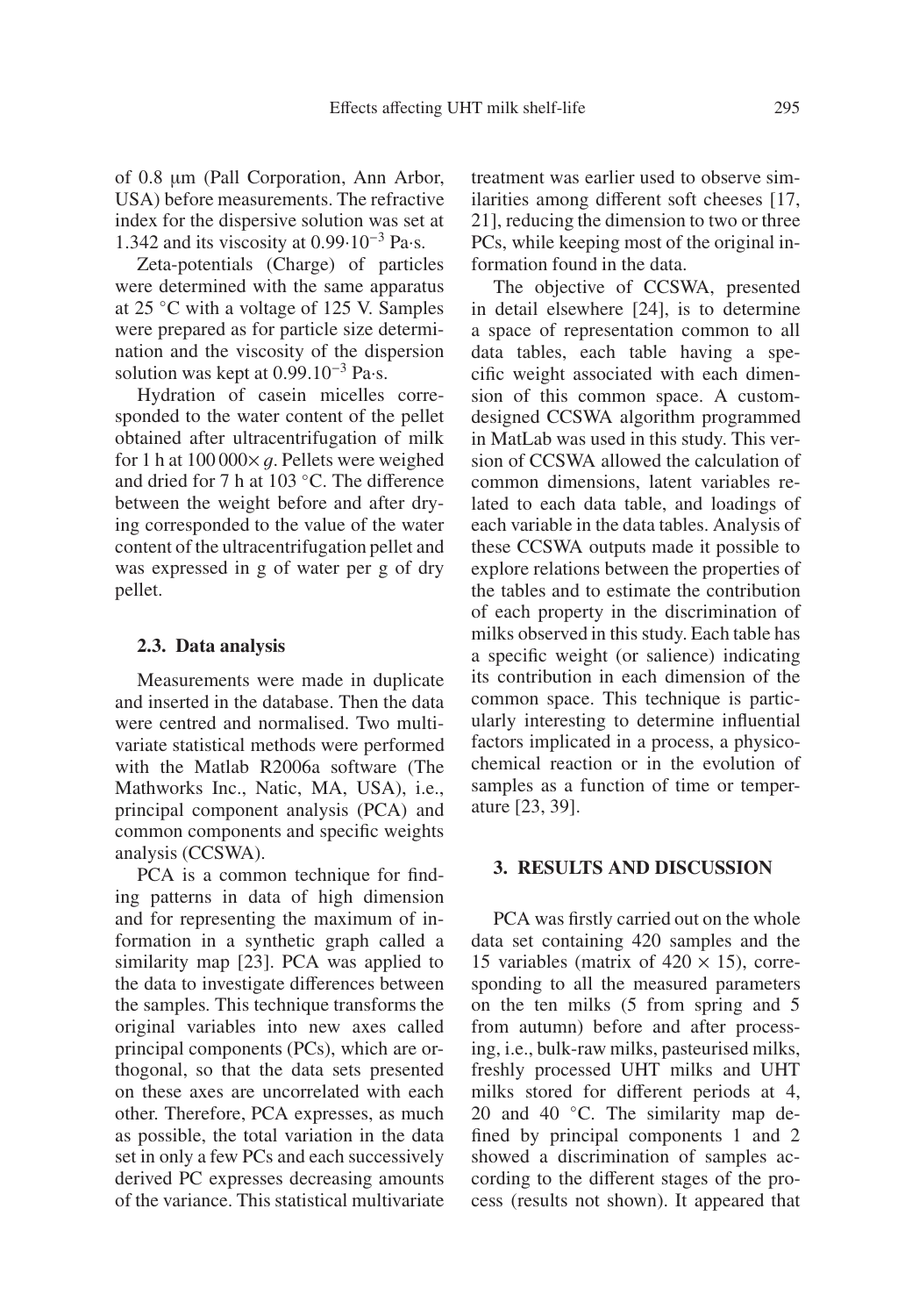of 0.8 μm (Pall Corporation, Ann Arbor, USA) before measurements. The refractive index for the dispersive solution was set at 1.342 and its viscosity at $0.99{\cdot}10^{-3}$ Pa·s.

Zeta-potentials (Charge) of particles were determined with the same apparatus at 25 °C with a voltage of 125 V. Samples were prepared as for particle size determination and the viscosity of the dispersion solution was kept at $0.99.10^{-3}$ Pa·s.

Hydration of casein micelles corresponded to the water content of the pellet obtained after ultracentrifugation of milk for 1 h at 100 000× *g*. Pellets were weighed and dried for 7 h at 103 °C. The difference between the weight before and after drying corresponded to the value of the water content of the ultracentrifugation pellet and was expressed in g of water per g of dry pellet.

### 2.3. Data analysis

Measurements were made in duplicate and inserted in the database. Then the data were centred and normalised. Two multivariate statistical methods were performed with the Matlab R2006a software (The Mathworks Inc., Natic, MA, USA), i.e., principal component analysis (PCA) and common components and specific weights analysis (CCSWA).

PCA is a common technique for finding patterns in data of high dimension and for representing the maximum of information in a synthetic graph called a similarity map [23]. PCA was applied to the data to investigate differences between the samples. This technique transforms the original variables into new axes called principal components (PCs), which are orthogonal, so that the data sets presented on these axes are uncorrelated with each other. Therefore, PCA expresses, as much as possible, the total variation in the data set in only a few PCs and each successively derived PC expresses decreasing amounts of the variance. This statistical multivariate treatment was earlier used to observe similarities among different soft cheeses [17, 21], reducing the dimension to two or three PCs, while keeping most of the original information found in the data.

The objective of CCSWA, presented in detail elsewhere [24], is to determine a space of representation common to all data tables, each table having a specific weight associated with each dimension of this common space. A custom-designed CCSWA algorithm programmed in MatLab was used in this study. This version of CCSWA allowed the calculation of common dimensions, latent variables related to each data table, and loadings of each variable in the data tables. Analysis of these CCSWA outputs made it possible to explore relations between the properties of the tables and to estimate the contribution of each property in the discrimination of milks observed in this study. Each table has a specific weight (or salience) indicating its contribution in each dimension of the common space. This technique is particularly interesting to determine influential factors implicated in a process, a physicochemical reaction or in the evolution of samples as a function of time or temperature [23, 39].

## 3. RESULTS AND DISCUSSION

PCA was firstly carried out on the whole data set containing 420 samples and the 15 variables (matrix of 420 × 15), corresponding to all the measured parameters on the ten milks (5 from spring and 5 from autumn) before and after processing, i.e., bulk-raw milks, pasteurised milks, freshly processed UHT milks and UHT milks stored for different periods at 4, 20 and 40 °C. The similarity map defined by principal components 1 and 2 showed a discrimination of samples according to the different stages of the process (results not shown). It appeared that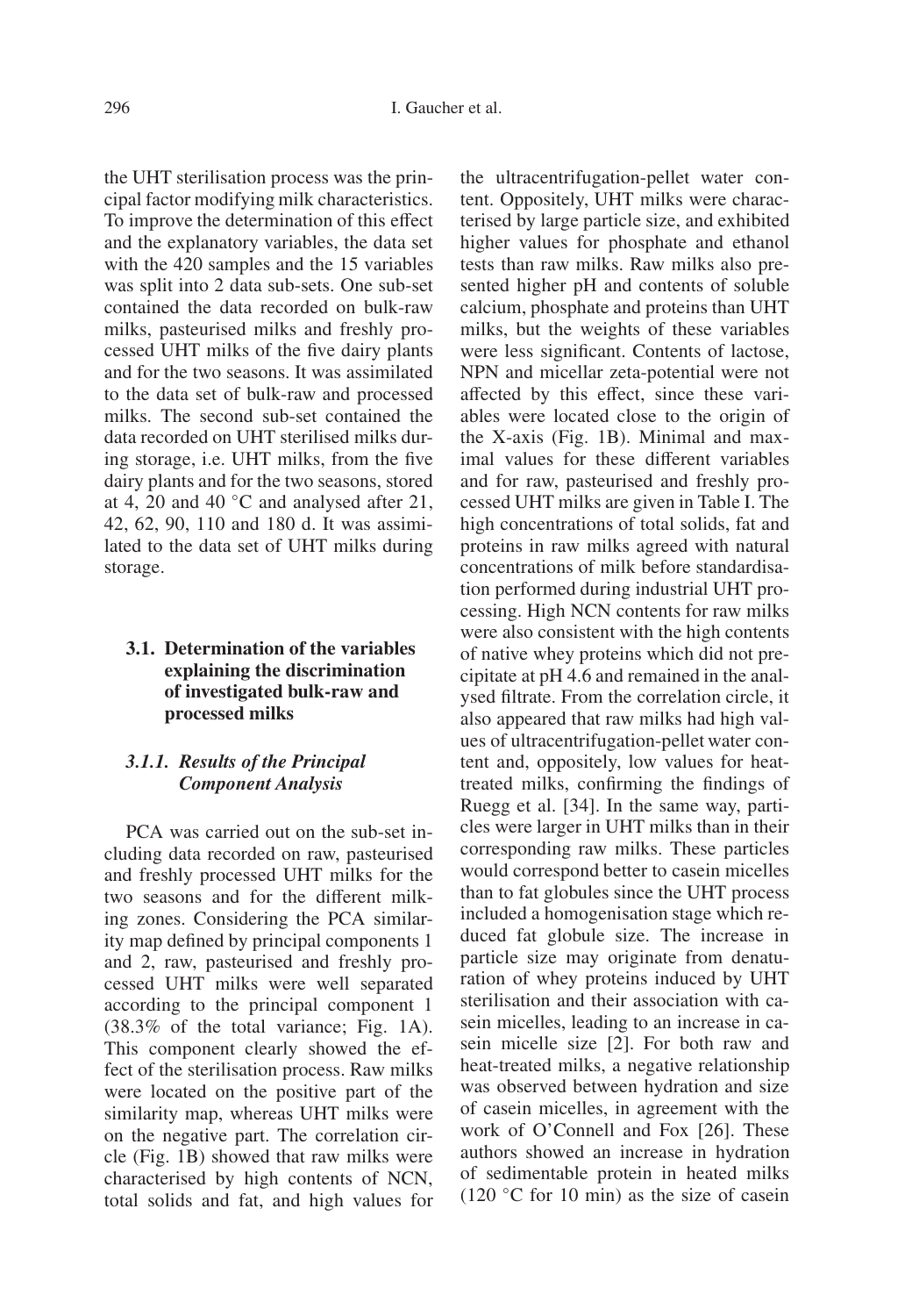the UHT sterilisation process was the principal factor modifying milk characteristics. To improve the determination of this effect and the explanatory variables, the data set with the 420 samples and the 15 variables was split into 2 data sub-sets. One sub-set contained the data recorded on bulk-raw milks, pasteurised milks and freshly processed UHT milks of the five dairy plants and for the two seasons. It was assimilated to the data set of bulk-raw and processed milks. The second sub-set contained the data recorded on UHT sterilised milks during storage, i.e. UHT milks, from the five dairy plants and for the two seasons, stored at 4, 20 and 40 °C and analysed after 21, 42, 62, 90, 110 and 180 d. It was assimilated to the data set of UHT milks during storage.

### 3.1. Determination of the variables explaining the discrimination of investigated bulk-raw and processed milks

#### *3.1.1. Results of the Principal Component Analysis*

PCA was carried out on the sub-set including data recorded on raw, pasteurised and freshly processed UHT milks for the two seasons and for the different milking zones. Considering the PCA similarity map defined by principal components 1 and 2, raw, pasteurised and freshly processed UHT milks were well separated according to the principal component 1 (38.3% of the total variance; Fig. 1A). This component clearly showed the effect of the sterilisation process. Raw milks were located on the positive part of the similarity map, whereas UHT milks were on the negative part. The correlation circle (Fig. 1B) showed that raw milks were characterised by high contents of NCN, total solids and fat, and high values for the ultracentrifugation-pellet water content. Oppositely, UHT milks were characterised by large particle size, and exhibited higher values for phosphate and ethanol tests than raw milks. Raw milks also presented higher pH and contents of soluble calcium, phosphate and proteins than UHT milks, but the weights of these variables were less significant. Contents of lactose, NPN and micellar zeta-potential were not affected by this effect, since these variables were located close to the origin of the X-axis (Fig. 1B). Minimal and maximal values for these different variables and for raw, pasteurised and freshly processed UHT milks are given in Table I. The high concentrations of total solids, fat and proteins in raw milks agreed with natural concentrations of milk before standardisation performed during industrial UHT processing. High NCN contents for raw milks were also consistent with the high contents of native whey proteins which did not precipitate at pH 4.6 and remained in the analysed filtrate. From the correlation circle, it also appeared that raw milks had high values of ultracentrifugation-pellet water content and, oppositely, low values for heat-treated milks, confirming the findings of Ruegg et al. [34]. In the same way, particles were larger in UHT milks than in their corresponding raw milks. These particles would correspond better to casein micelles than to fat globules since the UHT process included a homogenisation stage which reduced fat globule size. The increase in particle size may originate from denaturation of whey proteins induced by UHT sterilisation and their association with casein micelles, leading to an increase in casein micelle size [2]. For both raw and heat-treated milks, a negative relationship was observed between hydration and size of casein micelles, in agreement with the work of O'Connell and Fox [26]. These authors showed an increase in hydration of sedimentable protein in heated milks (120 °C for 10 min) as the size of casein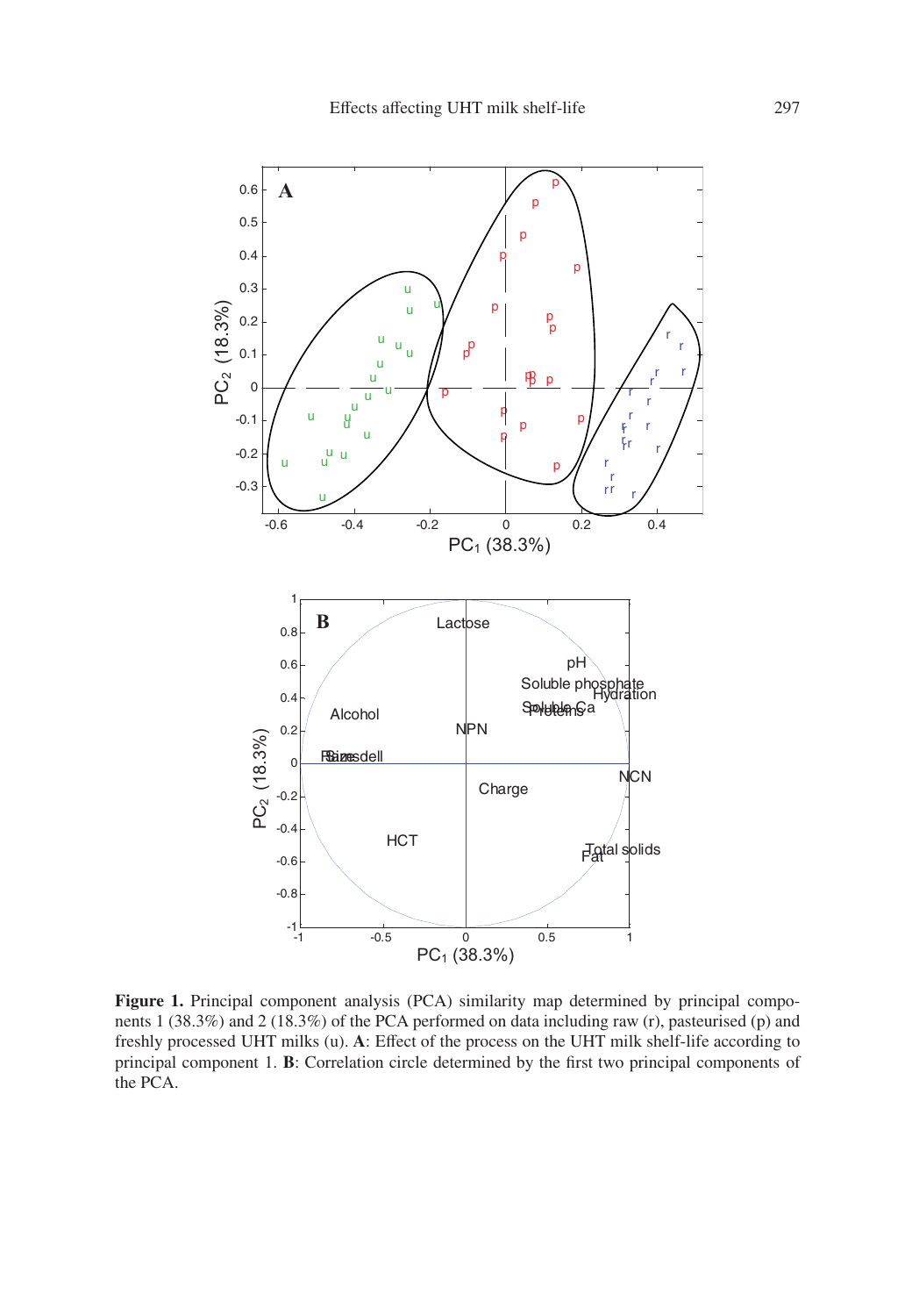**Figure 1.** Principal component analysis (PCA) similarity map determined by principal components 1 (38.3%) and 2 (18.3%) of the PCA performed on data including raw (r), pasteurised (p) and freshly processed UHT milks (u). **A**: Effect of the process on the UHT milk shelf-life according to principal component 1. **B**: Correlation circle determined by the first two principal components of the PCA.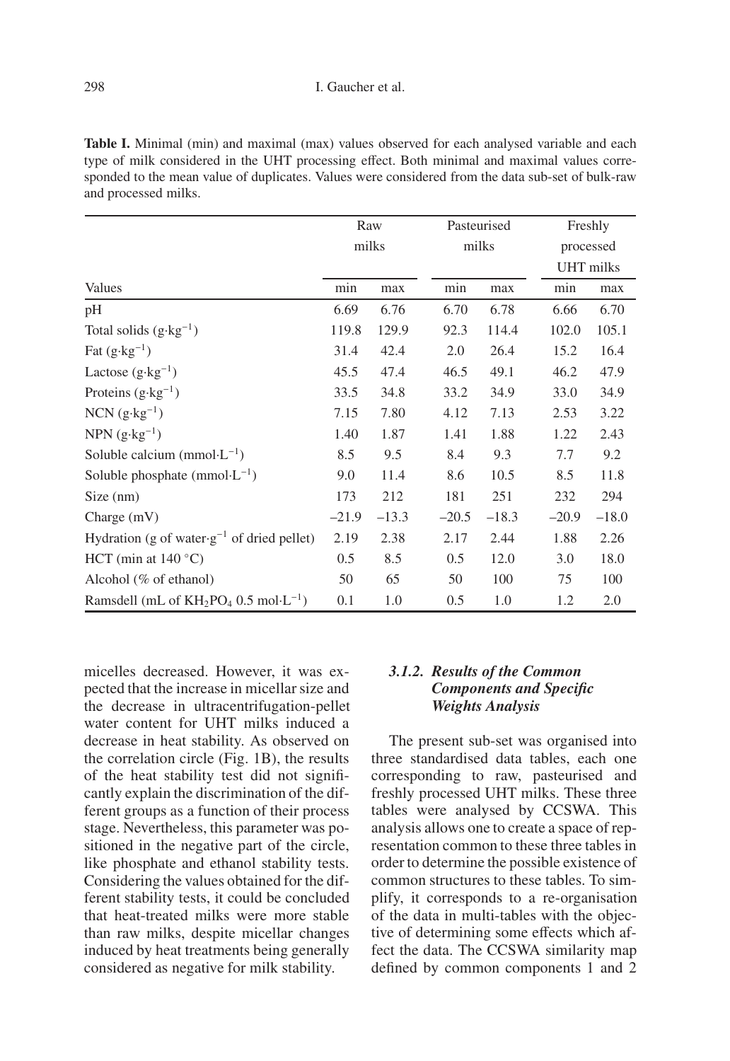**Table I.** Minimal (min) and maximal (max) values observed for each analysed variable and each type of milk considered in the UHT processing effect. Both minimal and maximal values corresponded to the mean value of duplicates. Values were considered from the data sub-set of bulk-raw and processed milks.

| Values | Raw milks | | Pasteurised milks | | Freshly processed UHT milks | |
|---|---|---|---|---|---|---|
| | min | max | min | max | min | max |
| pH | 6.69 | 6.76 | 6.70 | 6.78 | 6.66 | 6.70 |
| Total solids ($g \cdot kg^{-1}$) | 119.8 | 129.9 | 92.3 | 114.4 | 102.0 | 105.1 |
| Fat ($g \cdot kg^{-1}$) | 31.4 | 42.4 | 2.0 | 26.4 | 15.2 | 16.4 |
| Lactose ($g \cdot kg^{-1}$) | 45.5 | 47.4 | 46.5 | 49.1 | 46.2 | 47.9 |
| Proteins ($g \cdot kg^{-1}$) | 33.5 | 34.8 | 33.2 | 34.9 | 33.0 | 34.9 |
| NCN ($g \cdot kg^{-1}$) | 7.15 | 7.80 | 4.12 | 7.13 | 2.53 | 3.22 |
| NPN ($g \cdot kg^{-1}$) | 1.40 | 1.87 | 1.41 | 1.88 | 1.22 | 2.43 |
| Soluble calcium ($mmol \cdot L^{-1}$) | 8.5 | 9.5 | 8.4 | 9.3 | 7.7 | 9.2 |
| Soluble phosphate ($mmol \cdot L^{-1}$) | 9.0 | 11.4 | 8.6 | 10.5 | 8.5 | 11.8 |
| Size (nm) | 173 | 212 | 181 | 251 | 232 | 294 |
| Charge (mV) | −21.9 | −13.3 | −20.5 | −18.3 | −20.9 | −18.0 |
| Hydration (g of water$\cdot g^{-1}$ of dried pellet) | 2.19 | 2.38 | 2.17 | 2.44 | 1.88 | 2.26 |
| HCT (min at 140 °C) | 0.5 | 8.5 | 0.5 | 12.0 | 3.0 | 18.0 |
| Alcohol (% of ethanol) | 50 | 65 | 50 | 100 | 75 | 100 |
| Ramsdell (mL of $KH_2PO_4$ 0.5 $mol \cdot L^{-1}$) | 0.1 | 1.0 | 0.5 | 1.0 | 1.2 | 2.0 |

micelles decreased. However, it was expected that the increase in micellar size and the decrease in ultracentrifugation-pellet water content for UHT milks induced a decrease in heat stability. As observed on the correlation circle (Fig. 1B), the results of the heat stability test did not significantly explain the discrimination of the different groups as a function of their process stage. Nevertheless, this parameter was positioned in the negative part of the circle, like phosphate and ethanol stability tests. Considering the values obtained for the different stability tests, it could be concluded that heat-treated milks were more stable than raw milks, despite micellar changes induced by heat treatments being generally considered as negative for milk stability.

### 3.1.2. *Results of the Common Components and Specific Weights Analysis*

The present sub-set was organised into three standardised data tables, each one corresponding to raw, pasteurised and freshly processed UHT milks. These three tables were analysed by CCSWA. This analysis allows one to create a space of representation common to these three tables in order to determine the possible existence of common structures to these tables. To simplify, it corresponds to a re-organisation of the data in multi-tables with the objective of determining some effects which affect the data. The CCSWA similarity map defined by common components 1 and 2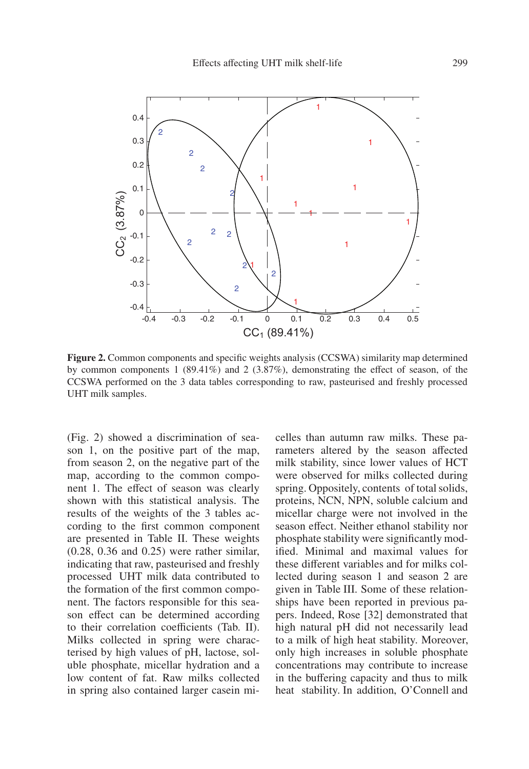**Figure 2.** Common components and specific weights analysis (CCSWA) similarity map determined by common components 1 (89.41%) and 2 (3.87%), demonstrating the effect of season, of the CCSWA performed on the 3 data tables corresponding to raw, pasteurised and freshly processed UHT milk samples.

(Fig. 2) showed a discrimination of season 1, on the positive part of the map, from season 2, on the negative part of the map, according to the common component 1. The effect of season was clearly shown with this statistical analysis. The results of the weights of the 3 tables according to the first common component are presented in Table II. These weights (0.28, 0.36 and 0.25) were rather similar, indicating that raw, pasteurised and freshly processed UHT milk data contributed to the formation of the first common component. The factors responsible for this season effect can be determined according to their correlation coefficients (Tab. II). Milks collected in spring were characterised by high values of pH, lactose, soluble phosphate, micellar hydration and a low content of fat. Raw milks collected in spring also contained larger casein micelles than autumn raw milks. These parameters altered by the season affected milk stability, since lower values of HCT were observed for milks collected during spring. Oppositely, contents of total solids, proteins, NCN, NPN, soluble calcium and micellar charge were not involved in the season effect. Neither ethanol stability nor phosphate stability were significantly modified. Minimal and maximal values for these different variables and for milks collected during season 1 and season 2 are given in Table III. Some of these relationships have been reported in previous papers. Indeed, Rose [32] demonstrated that high natural pH did not necessarily lead to a milk of high heat stability. Moreover, only high increases in soluble phosphate concentrations may contribute to increase in the buffering capacity and thus to milk heat stability. In addition, O'Connell and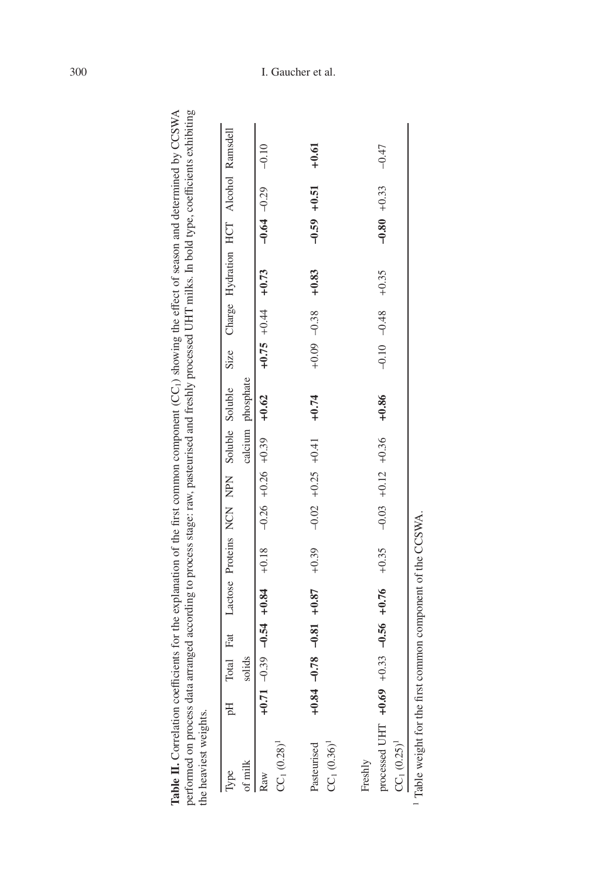**Table II.** Correlation coefficients for the explanation of the first common component ($CC_1$) showing the effect of season and determined by CCSWA performed on process data arranged according to process stage: raw, pasteurised and freshly processed UHT milks. In bold type, coefficients exhibiting the heaviest weights.

| Type of milk | pH | Total solids | Fat | Lactose | Proteins | NCN | NPN | Soluble calcium | Soluble phosphate | Size | Charge | Hydration | HCT | Alcohol | Ramsdell |
|---|---|---|---|---|---|---|---|---|---|---|---|---|---|---|---|
| Raw $CC_1$ (0.28)[1] | **+0.71** | −0.39 | **−0.54** | **+0.84** | +0.18 | −0.26 | +0.26 | +0.39 | **+0.62** | **+0.75** | +0.44 | **+0.73** | **−0.64** | −0.29 | −0.10 |
| Pasteurised $CC_1$ (0.36)[1] | **+0.84** | **−0.78** | **−0.81** | **+0.87** | +0.39 | −0.02 | +0.25 | +0.41 | **+0.74** | +0.09 | −0.38 | **+0.83** | **−0.59** | **+0.51** | **+0.61** |
| Freshly processed UHT $CC_1$ (0.25)[1] | **+0.69** | +0.33 | **−0.56** | **+0.76** | +0.35 | −0.03 | +0.12 | +0.36 | **+0.86** | −0.10 | −0.48 | +0.35 | **−0.80** | +0.33 | −0.47 |

[1] Table weight for the first common component of the CCSWA.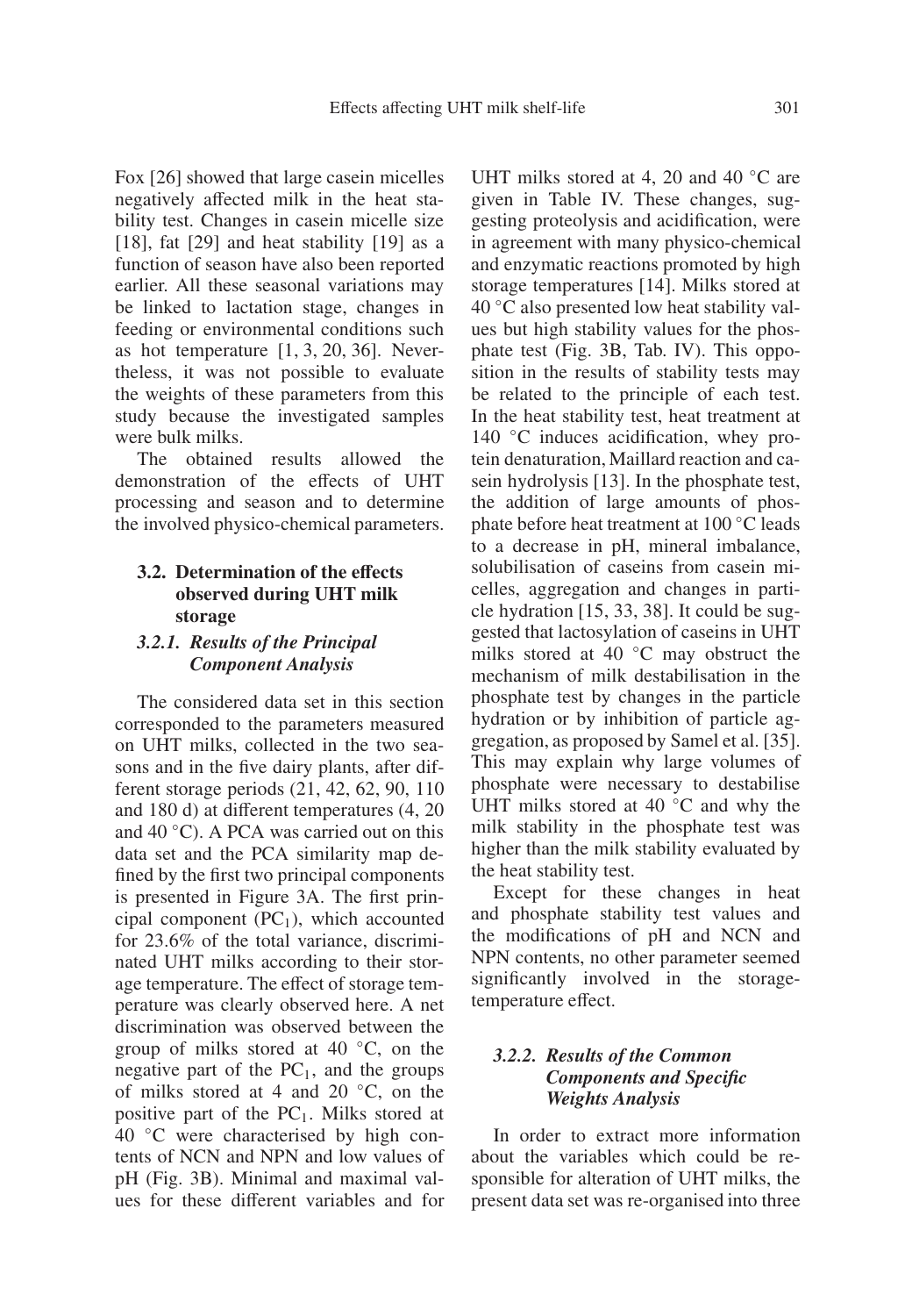Fox [26] showed that large casein micelles negatively affected milk in the heat stability test. Changes in casein micelle size [18], fat [29] and heat stability [19] as a function of season have also been reported earlier. All these seasonal variations may be linked to lactation stage, changes in feeding or environmental conditions such as hot temperature [1, 3, 20, 36]. Nevertheless, it was not possible to evaluate the weights of these parameters from this study because the investigated samples were bulk milks.

The obtained results allowed the demonstration of the effects of UHT processing and season and to determine the involved physico-chemical parameters.

### 3.2. Determination of the effects observed during UHT milk storage

#### *3.2.1. Results of the Principal Component Analysis*

The considered data set in this section corresponded to the parameters measured on UHT milks, collected in the two seasons and in the five dairy plants, after different storage periods (21, 42, 62, 90, 110 and 180 d) at different temperatures (4, 20 and 40 °C). A PCA was carried out on this data set and the PCA similarity map defined by the first two principal components is presented in Figure 3A. The first principal component ($PC_1$), which accounted for 23.6% of the total variance, discriminated UHT milks according to their storage temperature. The effect of storage temperature was clearly observed here. A net discrimination was observed between the group of milks stored at 40 °C, on the negative part of the $PC_1$, and the groups of milks stored at 4 and 20 °C, on the positive part of the $PC_1$. Milks stored at 40 °C were characterised by high contents of NCN and NPN and low values of pH (Fig. 3B). Minimal and maximal values for these different variables and for UHT milks stored at 4, 20 and 40 °C are given in Table IV. These changes, suggesting proteolysis and acidification, were in agreement with many physico-chemical and enzymatic reactions promoted by high storage temperatures [14]. Milks stored at 40 °C also presented low heat stability values but high stability values for the phosphate test (Fig. 3B, Tab. IV). This opposition in the results of stability tests may be related to the principle of each test. In the heat stability test, heat treatment at 140 °C induces acidification, whey protein denaturation, Maillard reaction and casein hydrolysis [13]. In the phosphate test, the addition of large amounts of phosphate before heat treatment at 100 °C leads to a decrease in pH, mineral imbalance, solubilisation of caseins from casein micelles, aggregation and changes in particle hydration [15, 33, 38]. It could be suggested that lactosylation of caseins in UHT milks stored at 40 °C may obstruct the mechanism of milk destabilisation in the phosphate test by changes in the particle hydration or by inhibition of particle aggregation, as proposed by Samel et al. [35]. This may explain why large volumes of phosphate were necessary to destabilise UHT milks stored at 40 °C and why the milk stability in the phosphate test was higher than the milk stability evaluated by the heat stability test.

Except for these changes in heat and phosphate stability test values and the modifications of pH and NCN and NPN contents, no other parameter seemed significantly involved in the storage-temperature effect.

#### *3.2.2. Results of the Common Components and Specific Weights Analysis*

In order to extract more information about the variables which could be responsible for alteration of UHT milks, the present data set was re-organised into three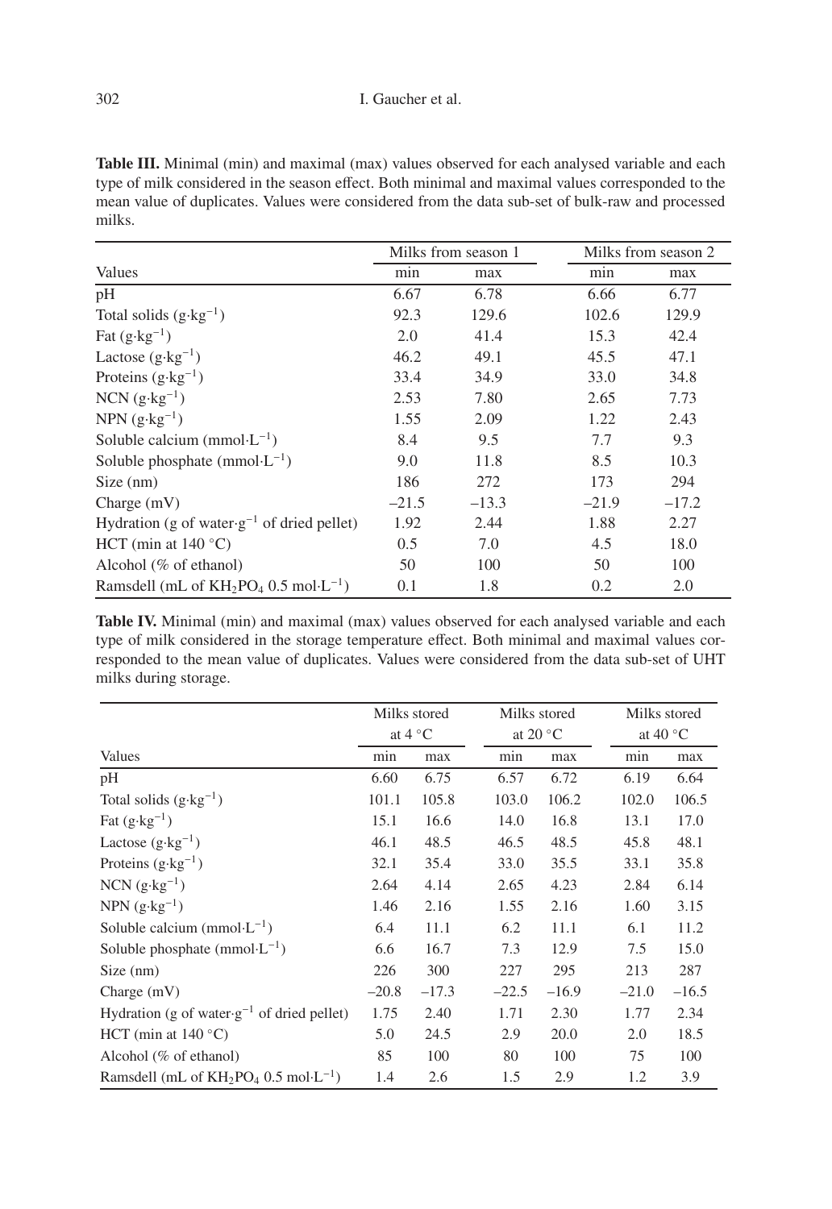**Table III.** Minimal (min) and maximal (max) values observed for each analysed variable and each type of milk considered in the season effect. Both minimal and maximal values corresponded to the mean value of duplicates. Values were considered from the data sub-set of bulk-raw and processed milks.

| | Milks from season 1 | | Milks from season 2 | |
|---|---|---|---|---|
| Values | min | max | min | max |
| pH | 6.67 | 6.78 | 6.66 | 6.77 |
| Total solids ($g \cdot kg^{-1}$) | 92.3 | 129.6 | 102.6 | 129.9 |
| Fat ($g \cdot kg^{-1}$) | 2.0 | 41.4 | 15.3 | 42.4 |
| Lactose ($g \cdot kg^{-1}$) | 46.2 | 49.1 | 45.5 | 47.1 |
| Proteins ($g \cdot kg^{-1}$) | 33.4 | 34.9 | 33.0 | 34.8 |
| NCN ($g \cdot kg^{-1}$) | 2.53 | 7.80 | 2.65 | 7.73 |
| NPN ($g \cdot kg^{-1}$) | 1.55 | 2.09 | 1.22 | 2.43 |
| Soluble calcium ($mmol \cdot L^{-1}$) | 8.4 | 9.5 | 7.7 | 9.3 |
| Soluble phosphate ($mmol \cdot L^{-1}$) | 9.0 | 11.8 | 8.5 | 10.3 |
| Size (nm) | 186 | 272 | 173 | 294 |
| Charge (mV) | –21.5 | –13.3 | –21.9 | –17.2 |
| Hydration (g of water$\cdot g^{-1}$ of dried pellet) | 1.92 | 2.44 | 1.88 | 2.27 |
| HCT (min at 140 °C) | 0.5 | 7.0 | 4.5 | 18.0 |
| Alcohol (% of ethanol) | 50 | 100 | 50 | 100 |
| Ramsdell (mL of $KH_2PO_4$ 0.5 $mol \cdot L^{-1}$) | 0.1 | 1.8 | 0.2 | 2.0 |

**Table IV.** Minimal (min) and maximal (max) values observed for each analysed variable and each type of milk considered in the storage temperature effect. Both minimal and maximal values corresponded to the mean value of duplicates. Values were considered from the data sub-set of UHT milks during storage.

| | Milks stored at 4 °C | | Milks stored at 20 °C | | Milks stored at 40 °C | |
|---|---|---|---|---|---|---|
| Values | min | max | min | max | min | max |
| pH | 6.60 | 6.75 | 6.57 | 6.72 | 6.19 | 6.64 |
| Total solids ($g \cdot kg^{-1}$) | 101.1 | 105.8 | 103.0 | 106.2 | 102.0 | 106.5 |
| Fat ($g \cdot kg^{-1}$) | 15.1 | 16.6 | 14.0 | 16.8 | 13.1 | 17.0 |
| Lactose ($g \cdot kg^{-1}$) | 46.1 | 48.5 | 46.5 | 48.5 | 45.8 | 48.1 |
| Proteins ($g \cdot kg^{-1}$) | 32.1 | 35.4 | 33.0 | 35.5 | 33.1 | 35.8 |
| NCN ($g \cdot kg^{-1}$) | 2.64 | 4.14 | 2.65 | 4.23 | 2.84 | 6.14 |
| NPN ($g \cdot kg^{-1}$) | 1.46 | 2.16 | 1.55 | 2.16 | 1.60 | 3.15 |
| Soluble calcium ($mmol \cdot L^{-1}$) | 6.4 | 11.1 | 6.2 | 11.1 | 6.1 | 11.2 |
| Soluble phosphate ($mmol \cdot L^{-1}$) | 6.6 | 16.7 | 7.3 | 12.9 | 7.5 | 15.0 |
| Size (nm) | 226 | 300 | 227 | 295 | 213 | 287 |
| Charge (mV) | –20.8 | –17.3 | –22.5 | –16.9 | –21.0 | –16.5 |
| Hydration (g of water$\cdot g^{-1}$ of dried pellet) | 1.75 | 2.40 | 1.71 | 2.30 | 1.77 | 2.34 |
| HCT (min at 140 °C) | 5.0 | 24.5 | 2.9 | 20.0 | 2.0 | 18.5 |
| Alcohol (% of ethanol) | 85 | 100 | 80 | 100 | 75 | 100 |
| Ramsdell (mL of $KH_2PO_4$ 0.5 $mol \cdot L^{-1}$) | 1.4 | 2.6 | 1.5 | 2.9 | 1.2 | 3.9 |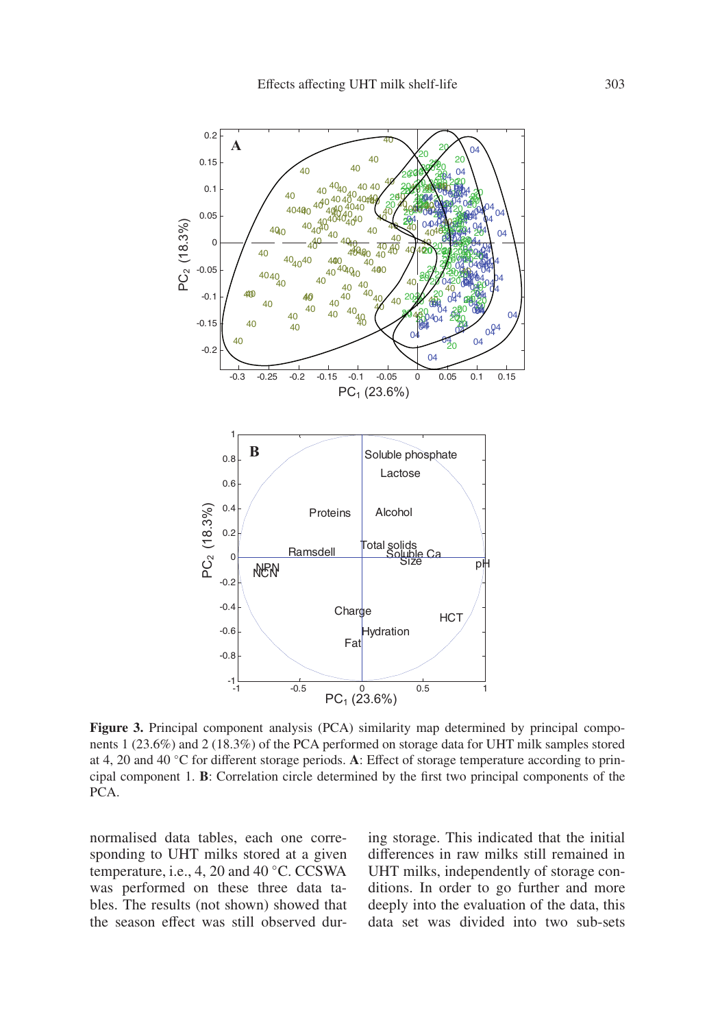**Figure 3.** Principal component analysis (PCA) similarity map determined by principal components 1 (23.6%) and 2 (18.3%) of the PCA performed on storage data for UHT milk samples stored at 4, 20 and 40 °C for different storage periods. **A**: Effect of storage temperature according to principal component 1. **B**: Correlation circle determined by the first two principal components of the PCA.

normalised data tables, each one corresponding to UHT milks stored at a given temperature, i.e., 4, 20 and 40 °C. CCSWA was performed on these three data tables. The results (not shown) showed that the season effect was still observed during storage. This indicated that the initial differences in raw milks still remained in UHT milks, independently of storage conditions. In order to go further and more deeply into the evaluation of the data, this data set was divided into two sub-sets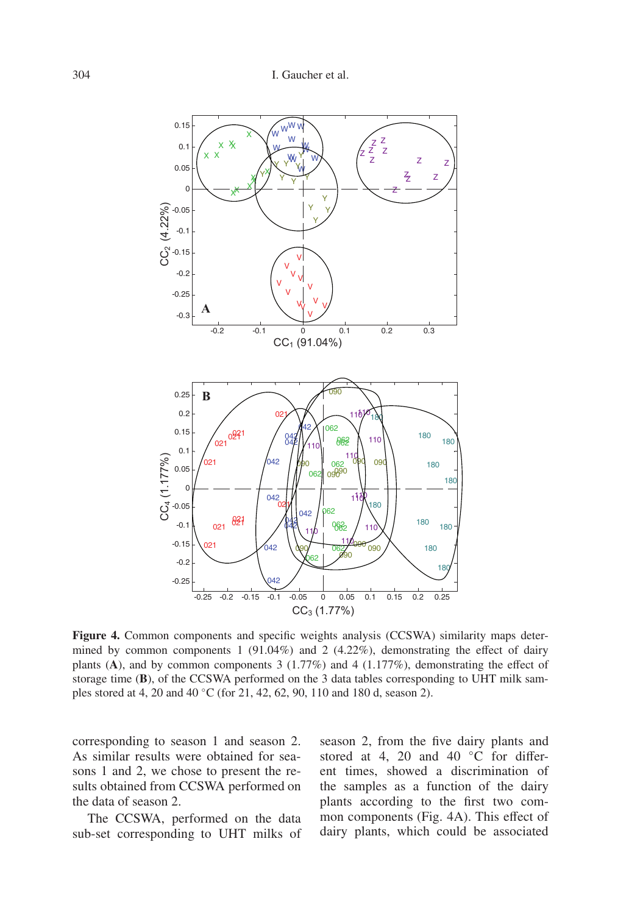**Figure 4.** Common components and specific weights analysis (CCSWA) similarity maps determined by common components 1 (91.04%) and 2 (4.22%), demonstrating the effect of dairy plants (**A**), and by common components 3 (1.77%) and 4 (1.177%), demonstrating the effect of storage time (**B**), of the CCSWA performed on the 3 data tables corresponding to UHT milk samples stored at 4, 20 and 40 °C (for 21, 42, 62, 90, 110 and 180 d, season 2).

corresponding to season 1 and season 2. As similar results were obtained for seasons 1 and 2, we chose to present the results obtained from CCSWA performed on the data of season 2.

The CCSWA, performed on the data sub-set corresponding to UHT milks of season 2, from the five dairy plants and stored at 4, 20 and 40 °C for different times, showed a discrimination of the samples as a function of the dairy plants according to the first two common components (Fig. 4A). This effect of dairy plants, which could be associated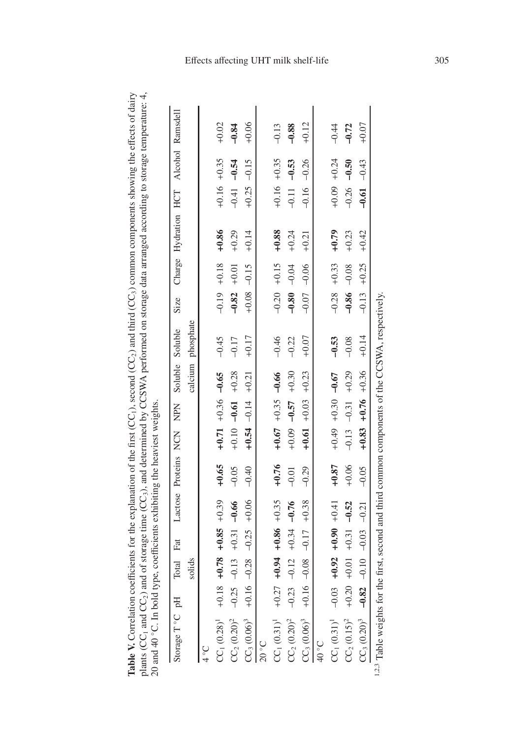**Table V.** Correlation coefficients for the explanation of the first ($CC_1$), second ($CC_2$) and third ($CC_3$) common components showing the effects of dairy plants ($CC_1$ and $CC_2$) and of storage time ($CC_3$), and determined by CCSWA performed on storage data arranged according to storage temperature: 4, 20 and 40 °C. In bold type, coefficients exhibiting the heaviest weights.

| Storage T °C | pH | Total solids | Fat | Lactose | Proteins | NCN | NPN | Soluble calcium | Soluble phosphate | Size | Charge | Hydration | HCT | Alcohol | Ramsdell |
|---|---|---|---|---|---|---|---|---|---|---|---|---|---|---|---|
| 4 °C | | | | | | | | | | | | | | | |
| $CC_1$ (0.28)[1] | +0.18 | **+0.78** | **+0.85** | +0.39 | **+0.65** | **+0.71** | +0.36 | **−0.65** | −0.45 | −0.19 | +0.18 | **+0.86** | +0.16 | +0.35 | +0.02 |
| $CC_2$ (0.20)[2] | −0.25 | −0.13 | +0.31 | **−0.66** | −0.05 | +0.10 | **−0.61** | +0.28 | −0.17 | **−0.82** | +0.01 | +0.29 | −0.41 | **−0.54** | **−0.84** |
| $CC_3$ (0.06)[3] | +0.16 | −0.28 | −0.25 | +0.06 | −0.40 | **+0.54** | −0.14 | +0.21 | +0.17 | +0.08 | −0.15 | +0.14 | +0.25 | −0.15 | +0.06 |
| 20 °C | | | | | | | | | | | | | | | |
| $CC_1$ (0.31)[1] | +0.27 | **+0.94** | **+0.86** | +0.35 | **+0.76** | **+0.67** | +0.35 | **−0.66** | −0.46 | −0.20 | +0.15 | **+0.88** | +0.16 | +0.35 | −0.13 |
| $CC_2$ (0.20)[2] | −0.23 | −0.12 | +0.34 | **−0.76** | −0.01 | +0.09 | **−0.57** | +0.30 | −0.22 | **−0.80** | −0.04 | +0.24 | −0.11 | **−0.53** | **−0.88** |
| $CC_3$ (0.06)[3] | +0.16 | −0.08 | −0.17 | +0.38 | −0.29 | **+0.61** | +0.03 | +0.23 | +0.07 | −0.07 | −0.06 | +0.21 | −0.16 | −0.26 | +0.12 |
| 40 °C | | | | | | | | | | | | | | | |
| $CC_1$ (0.31)[1] | −0.03 | **+0.92** | **+0.90** | +0.41 | **+0.87** | +0.49 | +0.30 | **−0.67** | **−0.53** | −0.28 | +0.33 | **+0.79** | +0.09 | +0.24 | −0.44 |
| $CC_2$ (0.15)[2] | +0.20 | +0.01 | +0.31 | **−0.52** | +0.06 | −0.13 | −0.31 | +0.29 | −0.08 | **−0.86** | −0.08 | +0.23 | −0.26 | **−0.50** | **−0.72** |
| $CC_3$ (0.20)[3] | **−0.82** | −0.10 | −0.03 | −0.21 | −0.05 | **+0.83** | **+0.76** | +0.36 | +0.14 | −0.13 | +0.25 | +0.42 | **−0.61** | −0.43 | +0.07 |

[1,2,3] Table weights for the first, second and third common components of the CCSWA, respectively.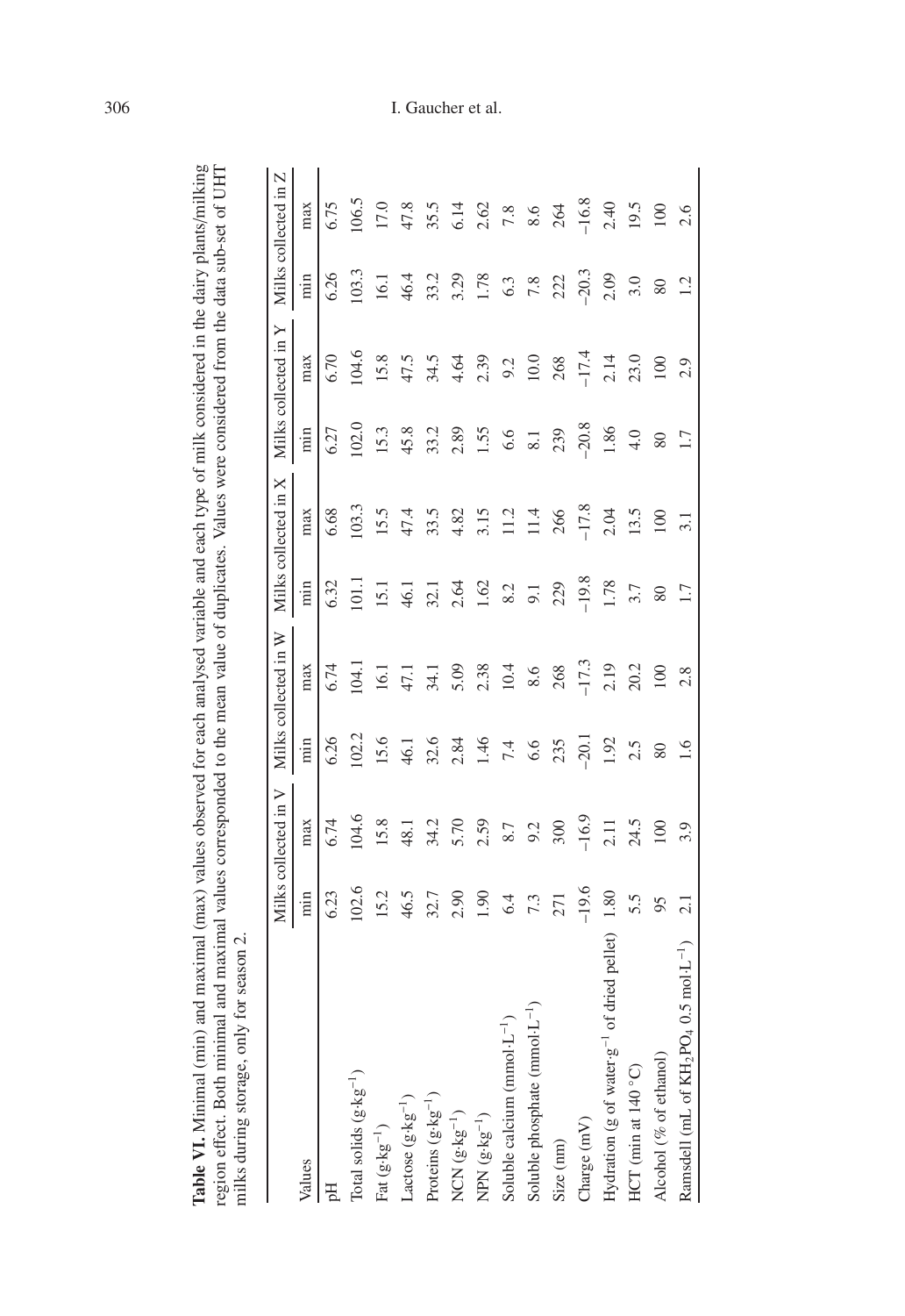**Table VI.** Minimal (min) and maximal (max) values observed for each analysed variable and each type of milk considered in the dairy plants/milking region effect. Both minimal and maximal values corresponded to the mean value of duplicates. Values were considered from the data sub-set of UHT milks during storage, only for season 2.

| Values | Milks collected in V | | Milks collected in W | | Milks collected in X | | Milks collected in Y | | Milks collected in Z | |
|---|---|---|---|---|---|---|---|---|---|---|
| | min | max | min | max | min | max | min | max | min | max |
| pH | 6.23 | 6.74 | 6.26 | 6.74 | 6.32 | 6.68 | 6.27 | 6.70 | 6.26 | 6.75 |
| Total solids ($g \cdot kg^{-1}$) | 102.6 | 104.6 | 102.2 | 104.1 | 101.1 | 103.3 | 102.0 | 104.6 | 103.3 | 106.5 |
| Fat ($g \cdot kg^{-1}$) | 15.2 | 15.8 | 15.6 | 16.1 | 15.1 | 15.5 | 15.3 | 15.8 | 16.1 | 17.0 |
| Lactose ($g \cdot kg^{-1}$) | 46.5 | 48.1 | 46.1 | 47.1 | 46.1 | 47.4 | 45.8 | 47.5 | 46.4 | 47.8 |
| Proteins ($g \cdot kg^{-1}$) | 32.7 | 34.2 | 32.6 | 34.1 | 32.1 | 33.5 | 33.2 | 34.5 | 33.2 | 35.5 |
| NCN ($g \cdot kg^{-1}$) | 2.90 | 5.70 | 2.84 | 5.09 | 2.64 | 4.82 | 2.89 | 4.64 | 3.29 | 6.14 |
| NPN ($g \cdot kg^{-1}$) | 1.90 | 2.59 | 1.46 | 2.38 | 1.62 | 3.15 | 1.55 | 2.39 | 1.78 | 2.62 |
| Soluble calcium ($mmol \cdot L^{-1}$) | 6.4 | 8.7 | 7.4 | 10.4 | 8.2 | 11.2 | 6.6 | 9.2 | 6.3 | 7.8 |
| Soluble phosphate ($mmol \cdot L^{-1}$) | 7.3 | 9.2 | 6.6 | 8.6 | 9.1 | 11.4 | 8.1 | 10.0 | 7.8 | 8.6 |
| Size (nm) | 271 | 300 | 235 | 268 | 229 | 266 | 239 | 268 | 222 | 264 |
| Charge (mV) | −19.6 | −16.9 | −20.1 | −17.3 | −19.8 | −17.8 | −20.8 | −17.4 | −20.3 | −16.8 |
| Hydration (g of water$\cdot g^{-1}$ of dried pellet) | 1.80 | 2.11 | 1.92 | 2.19 | 1.78 | 2.04 | 1.86 | 2.14 | 2.09 | 2.40 |
| HCT (min at 140 °C) | 5.5 | 24.5 | 2.5 | 20.2 | 3.7 | 13.5 | 4.0 | 23.0 | 3.0 | 19.5 |
| Alcohol (% of ethanol) | 95 | 100 | 80 | 100 | 80 | 100 | 80 | 100 | 80 | 100 |
| Ramsdell (mL of $KH_2PO_4$ 0.5 $mol \cdot L^{-1}$) | 2.1 | 3.9 | 1.6 | 2.8 | 1.7 | 3.1 | 1.7 | 2.9 | 1.2 | 2.6 |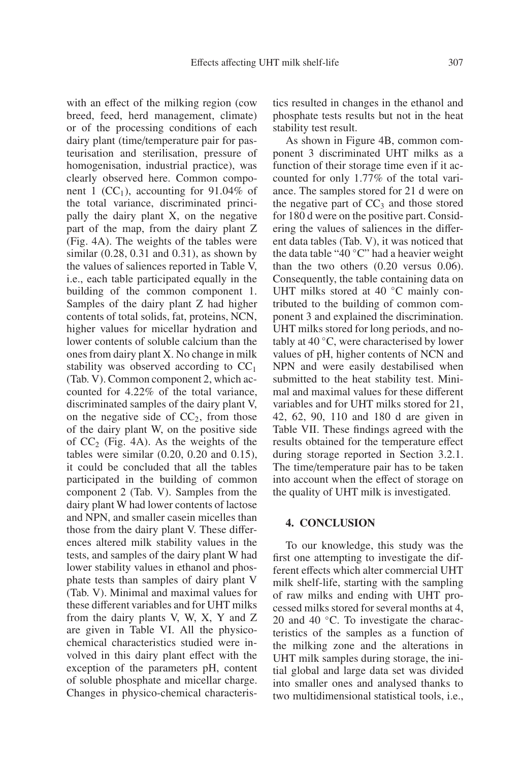with an effect of the milking region (cow breed, feed, herd management, climate) or of the processing conditions of each dairy plant (time/temperature pair for pasteurisation and sterilisation, pressure of homogenisation, industrial practice), was clearly observed here. Common component 1 ($CC_1$), accounting for 91.04% of the total variance, discriminated principally the dairy plant X, on the negative part of the map, from the dairy plant Z (Fig. 4A). The weights of the tables were similar (0.28, 0.31 and 0.31), as shown by the values of saliences reported in Table V, i.e., each table participated equally in the building of the common component 1. Samples of the dairy plant Z had higher contents of total solids, fat, proteins, NCN, higher values for micellar hydration and lower contents of soluble calcium than the ones from dairy plant X. No change in milk stability was observed according to $CC_1$ (Tab. V). Common component 2, which accounted for 4.22% of the total variance, discriminated samples of the dairy plant V, on the negative side of $CC_2$, from those of the dairy plant W, on the positive side of $CC_2$ (Fig. 4A). As the weights of the tables were similar (0.20, 0.20 and 0.15), it could be concluded that all the tables participated in the building of common component 2 (Tab. V). Samples from the dairy plant W had lower contents of lactose and NPN, and smaller casein micelles than those from the dairy plant V. These differences altered milk stability values in the tests, and samples of the dairy plant W had lower stability values in ethanol and phosphate tests than samples of dairy plant V (Tab. V). Minimal and maximal values for these different variables and for UHT milks from the dairy plants V, W, X, Y and Z are given in Table VI. All the physico-chemical characteristics studied were involved in this dairy plant effect with the exception of the parameters pH, content of soluble phosphate and micellar charge. Changes in physico-chemical characteristics resulted in changes in the ethanol and phosphate tests results but not in the heat stability test result.

As shown in Figure 4B, common component 3 discriminated UHT milks as a function of their storage time even if it accounted for only 1.77% of the total variance. The samples stored for 21 d were on the negative part of $CC_3$ and those stored for 180 d were on the positive part. Considering the values of saliences in the different data tables (Tab. V), it was noticed that the data table "40 °C" had a heavier weight than the two others (0.20 versus 0.06). Consequently, the table containing data on UHT milks stored at 40 °C mainly contributed to the building of common component 3 and explained the discrimination. UHT milks stored for long periods, and notably at 40 °C, were characterised by lower values of pH, higher contents of NCN and NPN and were easily destabilised when submitted to the heat stability test. Minimal and maximal values for these different variables and for UHT milks stored for 21, 42, 62, 90, 110 and 180 d are given in Table VII. These findings agreed with the results obtained for the temperature effect during storage reported in Section 3.2.1. The time/temperature pair has to be taken into account when the effect of storage on the quality of UHT milk is investigated.

## 4. CONCLUSION

To our knowledge, this study was the first one attempting to investigate the different effects which alter commercial UHT milk shelf-life, starting with the sampling of raw milks and ending with UHT processed milks stored for several months at 4, 20 and 40 °C. To investigate the characteristics of the samples as a function of the milking zone and the alterations in UHT milk samples during storage, the initial global and large data set was divided into smaller ones and analysed thanks to two multidimensional statistical tools, i.e.,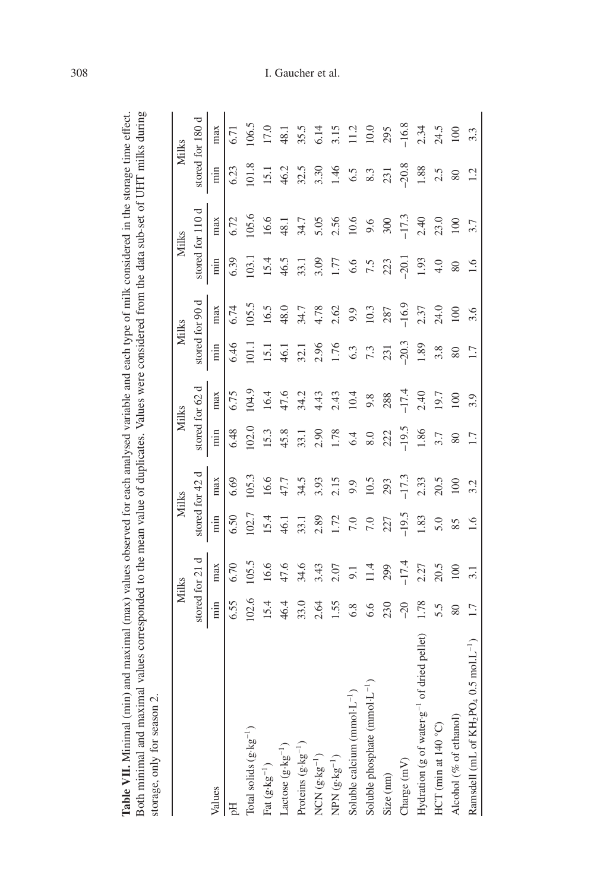**Table VII.** Minimal (min) and maximal (max) values observed for each analysed variable and each type of milk considered in the storage time effect. Both minimal and maximal values corresponded to the mean value of duplicates. Values were considered from the data sub-set of UHT milks during storage, only for season 2.

| Values | Milks stored for 21 d | | Milks stored for 42 d | | Milks stored for 62 d | | Milks stored for 90 d | | Milks stored for 110 d | | Milks stored for 180 d | |
|---|---|---|---|---|---|---|---|---|---|---|---|---|
| | min | max | min | max | min | max | min | max | min | max | min | max |
| pH | 6.55 | 6.70 | 6.50 | 6.69 | 6.48 | 6.75 | 6.46 | 6.74 | 6.39 | 6.72 | 6.23 | 6.71 |
| Total solids ($g \cdot kg^{-1}$) | 102.6 | 105.5 | 102.7 | 105.3 | 102.0 | 104.9 | 101.1 | 105.5 | 103.1 | 105.6 | 101.8 | 106.5 |
| Fat ($g \cdot kg^{-1}$) | 15.4 | 16.6 | 15.4 | 16.6 | 15.3 | 16.4 | 15.1 | 16.5 | 15.4 | 16.6 | 15.1 | 17.0 |
| Lactose ($g \cdot kg^{-1}$) | 46.4 | 47.6 | 46.1 | 47.7 | 45.8 | 47.6 | 46.1 | 48.0 | 46.5 | 48.1 | 46.2 | 48.1 |
| Proteins ($g \cdot kg^{-1}$) | 33.0 | 34.6 | 33.1 | 34.5 | 33.1 | 34.2 | 32.1 | 34.7 | 33.1 | 34.7 | 32.5 | 35.5 |
| NCN ($g \cdot kg^{-1}$) | 2.64 | 3.43 | 2.89 | 3.93 | 2.90 | 4.43 | 2.96 | 4.78 | 3.09 | 5.05 | 3.30 | 6.14 |
| NPN ($g \cdot kg^{-1}$) | 1.55 | 2.07 | 1.72 | 2.15 | 1.78 | 2.43 | 1.76 | 2.62 | 1.77 | 2.56 | 1.46 | 3.15 |
| Soluble calcium ($mmol \cdot L^{-1}$) | 6.8 | 9.1 | 7.0 | 9.9 | 6.4 | 10.4 | 6.3 | 9.9 | 6.6 | 10.6 | 6.5 | 11.2 |
| Soluble phosphate ($mmol \cdot L^{-1}$) | 6.6 | 11.4 | 7.0 | 10.5 | 8.0 | 9.8 | 7.3 | 10.3 | 7.5 | 9.6 | 8.3 | 10.0 |
| Size (nm) | 230 | 299 | 227 | 293 | 222 | 288 | 231 | 287 | 223 | 300 | 231 | 295 |
| Charge (mV) | −20 | −17.4 | −19.5 | −17.3 | −19.5 | −17.4 | −20.3 | −16.9 | −20.1 | −17.3 | −20.8 | −16.8 |
| Hydration (g of water$\cdot g^{-1}$ of dried pellet) | 1.78 | 2.27 | 1.83 | 2.33 | 1.86 | 2.40 | 1.89 | 2.37 | 1.93 | 2.40 | 1.88 | 2.34 |
| HCT (min at 140 °C) | 5.5 | 20.5 | 5.0 | 20.5 | 3.7 | 19.7 | 3.8 | 24.0 | 4.0 | 23.0 | 2.5 | 24.5 |
| Alcohol (% of ethanol) | 80 | 100 | 85 | 100 | 80 | 100 | 80 | 100 | 80 | 100 | 80 | 100 |
| Ramsdell (mL of $KH_2PO_4$ 0.5 $mol.L^{-1}$) | 1.7 | 3.1 | 1.6 | 3.2 | 1.7 | 3.9 | 1.7 | 3.6 | 1.6 | 3.7 | 1.2 | 3.3 |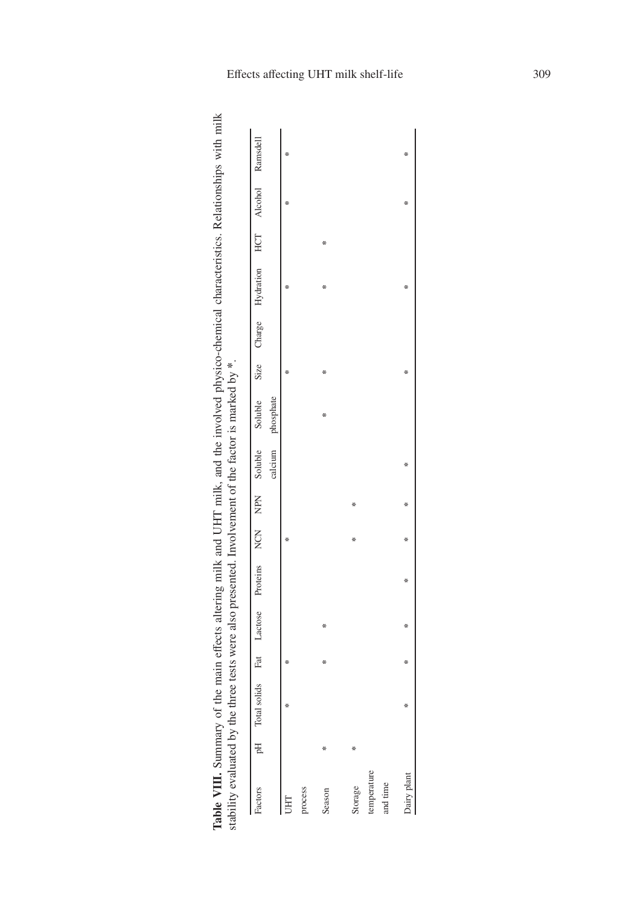**Table VIII.** Summary of the main effects altering milk and UHT milk, and the involved physico-chemical characteristics. Relationships with milk stability evaluated by the three tests were also presented. Involvement of the factor is marked by *.

| Factors | pH | Total solids | Fat | Lactose | Proteins | NCN | NPN | Soluble calcium | Soluble phosphate | Size | Charge | Hydration | HCT | Alcohol | Ramsdell |
|---|---|---|---|---|---|---|---|---|---|---|---|---|---|---|---|
| UHT process | | * | * | | | * | | | | * | | * | | * | * |
| Season | * | | * | * | | | | | * | * | | * | * | | |
| Storage temperature and time | * | | | | | * | * | | | | | | | | |
| Dairy plant | | * | * | * | * | * | * | * | | * | | * | | * | * |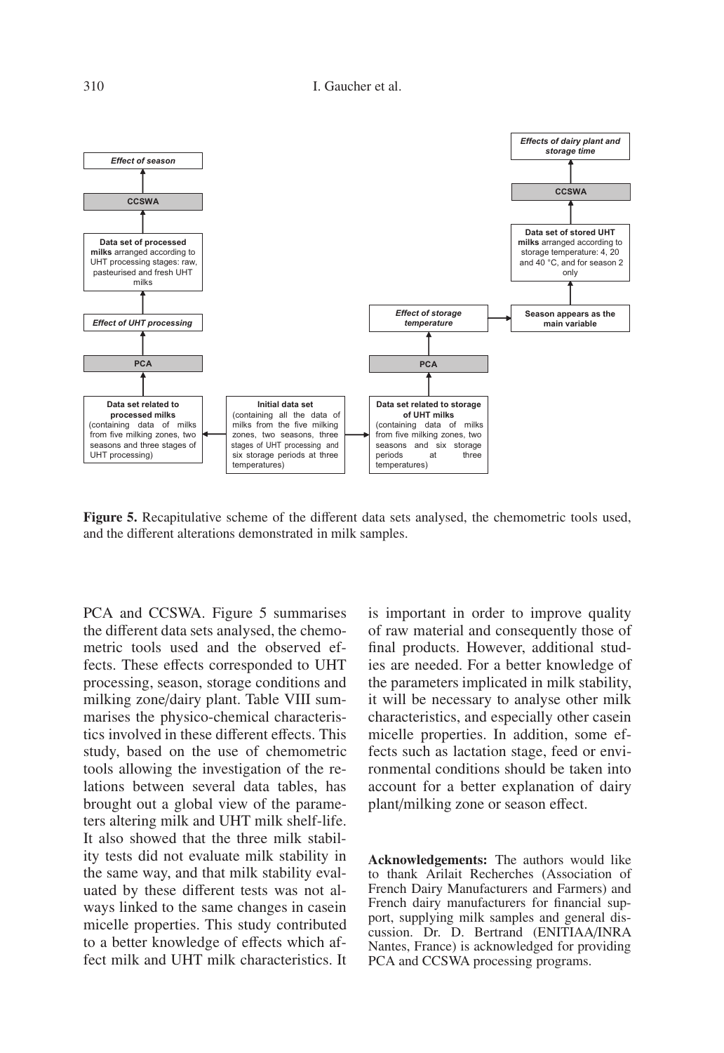Figure 5. Recapitulative scheme of the different data sets analysed, the chemometric tools used, and the different alterations demonstrated in milk samples.

PCA and CCSWA. Figure 5 summarises the different data sets analysed, the chemometric tools used and the observed effects. These effects corresponded to UHT processing, season, storage conditions and milking zone/dairy plant. Table VIII summarises the physico-chemical characteristics involved in these different effects. This study, based on the use of chemometric tools allowing the investigation of the relations between several data tables, has brought out a global view of the parameters altering milk and UHT milk shelf-life. It also showed that the three milk stability tests did not evaluate milk stability in the same way, and that milk stability evaluated by these different tests was not always linked to the same changes in casein micelle properties. This study contributed to a better knowledge of effects which affect milk and UHT milk characteristics. It is important in order to improve quality of raw material and consequently those of final products. However, additional studies are needed. For a better knowledge of the parameters implicated in milk stability, it will be necessary to analyse other milk characteristics, and especially other casein micelle properties. In addition, some effects such as lactation stage, feed or environmental conditions should be taken into account for a better explanation of dairy plant/milking zone or season effect.

**Acknowledgements:** The authors would like to thank Arilait Recherches (Association of French Dairy Manufacturers and Farmers) and French dairy manufacturers for financial support, supplying milk samples and general discussion. Dr. D. Bertrand (ENITIAA/INRA Nantes, France) is acknowledged for providing PCA and CCSWA processing programs.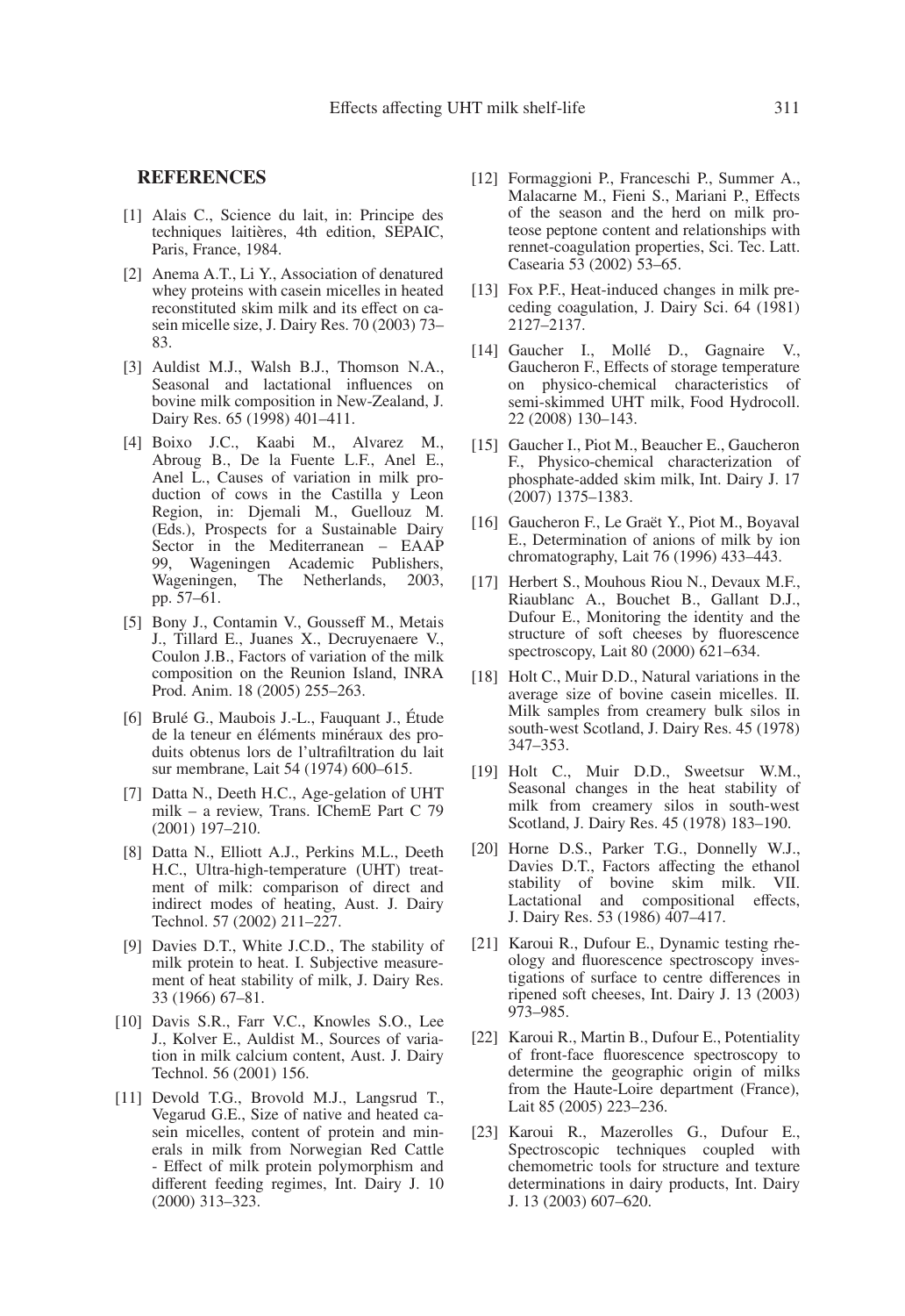## REFERENCES

[1] Alais C., Science du lait, in: Principe des techniques laitières, 4th edition, SEPAIC, Paris, France, 1984.

[2] Anema A.T., Li Y., Association of denatured whey proteins with casein micelles in heated reconstituted skim milk and its effect on casein micelle size, J. Dairy Res. 70 (2003) 73–83.

[3] Auldist M.J., Walsh B.J., Thomson N.A., Seasonal and lactational influences on bovine milk composition in New-Zealand, J. Dairy Res. 65 (1998) 401–411.

[4] Boixo J.C., Kaabi M., Alvarez M., Abroug B., De la Fuente L.F., Anel E., Anel L., Causes of variation in milk production of cows in the Castilla y Leon Region, in: Djemali M., Guellouz M. (Eds.), Prospects for a Sustainable Dairy Sector in the Mediterranean – EAAP 99, Wageningen Academic Publishers, Wageningen, The Netherlands, 2003, pp. 57–61.

[5] Bony J., Contamin V., Gousseff M., Metais J., Tillard E., Juanes X., Decruyenaere V., Coulon J.B., Factors of variation of the milk composition on the Reunion Island, INRA Prod. Anim. 18 (2005) 255–263.

[6] Brulé G., Maubois J.-L., Fauquant J., Étude de la teneur en éléments minéraux des produits obtenus lors de l'ultrafiltration du lait sur membrane, Lait 54 (1974) 600–615.

[7] Datta N., Deeth H.C., Age-gelation of UHT milk – a review, Trans. IChemE Part C 79 (2001) 197–210.

[8] Datta N., Elliott A.J., Perkins M.L., Deeth H.C., Ultra-high-temperature (UHT) treatment of milk: comparison of direct and indirect modes of heating, Aust. J. Dairy Technol. 57 (2002) 211–227.

[9] Davies D.T., White J.C.D., The stability of milk protein to heat. I. Subjective measurement of heat stability of milk, J. Dairy Res. 33 (1966) 67–81.

[10] Davis S.R., Farr V.C., Knowles S.O., Lee J., Kolver E., Auldist M., Sources of variation in milk calcium content, Aust. J. Dairy Technol. 56 (2001) 156.

[11] Devold T.G., Brovold M.J., Langsrud T., Vegarud G.E., Size of native and heated casein micelles, content of protein and minerals in milk from Norwegian Red Cattle - Effect of milk protein polymorphism and different feeding regimes, Int. Dairy J. 10 (2000) 313–323.

[12] Formaggioni P., Franceschi P., Summer A., Malacarne M., Fieni S., Mariani P., Effects of the season and the herd on milk proteose peptone content and relationships with rennet-coagulation properties, Sci. Tec. Latt. Casearia 53 (2002) 53–65.

[13] Fox P.F., Heat-induced changes in milk preceding coagulation, J. Dairy Sci. 64 (1981) 2127–2137.

[14] Gaucher I., Mollé D., Gagnaire V., Gaucheron F., Effects of storage temperature on physico-chemical characteristics of semi-skimmed UHT milk, Food Hydrocoll. 22 (2008) 130–143.

[15] Gaucher I., Piot M., Beaucher E., Gaucheron F., Physico-chemical characterization of phosphate-added skim milk, Int. Dairy J. 17 (2007) 1375–1383.

[16] Gaucheron F., Le Graët Y., Piot M., Boyaval E., Determination of anions of milk by ion chromatography, Lait 76 (1996) 433–443.

[17] Herbert S., Mouhous Riou N., Devaux M.F., Riaublanc A., Bouchet B., Gallant D.J., Dufour E., Monitoring the identity and the structure of soft cheeses by fluorescence spectroscopy, Lait 80 (2000) 621–634.

[18] Holt C., Muir D.D., Natural variations in the average size of bovine casein micelles. II. Milk samples from creamery bulk silos in south-west Scotland, J. Dairy Res. 45 (1978) 347–353.

[19] Holt C., Muir D.D., Sweetsur W.M., Seasonal changes in the heat stability of milk from creamery silos in south-west Scotland, J. Dairy Res. 45 (1978) 183–190.

[20] Horne D.S., Parker T.G., Donnelly W.J., Davies D.T., Factors affecting the ethanol stability of bovine skim milk. VII. Lactational and compositional effects, J. Dairy Res. 53 (1986) 407–417.

[21] Karoui R., Dufour E., Dynamic testing rheology and fluorescence spectroscopy investigations of surface to centre differences in ripened soft cheeses, Int. Dairy J. 13 (2003) 973–985.

[22] Karoui R., Martin B., Dufour E., Potentiality of front-face fluorescence spectroscopy to determine the geographic origin of milks from the Haute-Loire department (France), Lait 85 (2005) 223–236.

[23] Karoui R., Mazerolles G., Dufour E., Spectroscopic techniques coupled with chemometric tools for structure and texture determinations in dairy products, Int. Dairy J. 13 (2003) 607–620.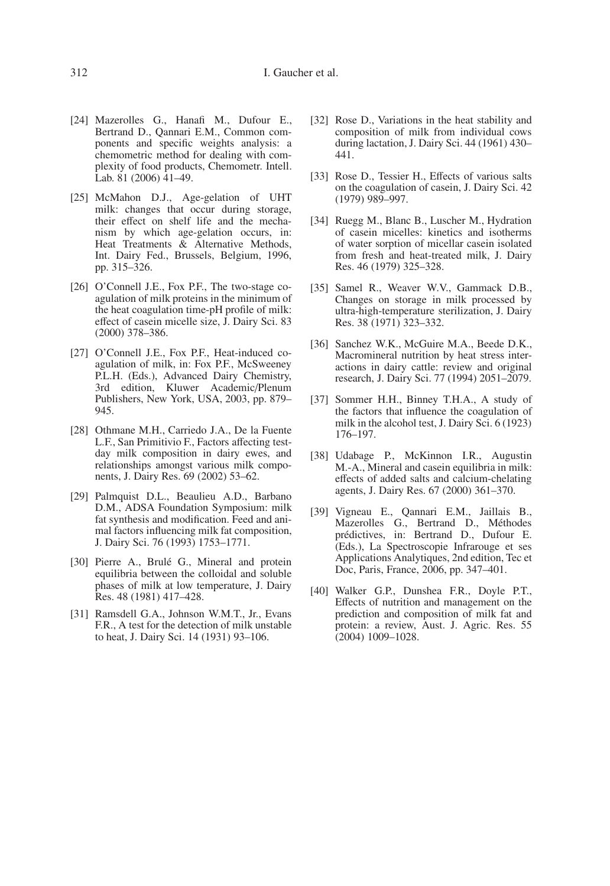[24] Mazerolles G., Hanafi M., Dufour E., Bertrand D., Qannari E.M., Common components and specific weights analysis: a chemometric method for dealing with complexity of food products, Chemometr. Intell. Lab. 81 (2006) 41–49.

[25] McMahon D.J., Age-gelation of UHT milk: changes that occur during storage, their effect on shelf life and the mechanism by which age-gelation occurs, in: Heat Treatments & Alternative Methods, Int. Dairy Fed., Brussels, Belgium, 1996, pp. 315–326.

[26] O'Connell J.E., Fox P.F., The two-stage coagulation of milk proteins in the minimum of the heat coagulation time-pH profile of milk: effect of casein micelle size, J. Dairy Sci. 83 (2000) 378–386.

[27] O'Connell J.E., Fox P.F., Heat-induced coagulation of milk, in: Fox P.F., McSweeney P.L.H. (Eds.), Advanced Dairy Chemistry, 3rd edition, Kluwer Academic/Plenum Publishers, New York, USA, 2003, pp. 879–945.

[28] Othmane M.H., Carriedo J.A., De la Fuente L.F., San Primitivio F., Factors affecting test-day milk composition in dairy ewes, and relationships amongst various milk components, J. Dairy Res. 69 (2002) 53–62.

[29] Palmquist D.L., Beaulieu A.D., Barbano D.M., ADSA Foundation Symposium: milk fat synthesis and modification. Feed and animal factors influencing milk fat composition, J. Dairy Sci. 76 (1993) 1753–1771.

[30] Pierre A., Brulé G., Mineral and protein equilibria between the colloidal and soluble phases of milk at low temperature, J. Dairy Res. 48 (1981) 417–428.

[31] Ramsdell G.A., Johnson W.M.T., Jr., Evans F.R., A test for the detection of milk unstable to heat, J. Dairy Sci. 14 (1931) 93–106.

[32] Rose D., Variations in the heat stability and composition of milk from individual cows during lactation, J. Dairy Sci. 44 (1961) 430–441.

[33] Rose D., Tessier H., Effects of various salts on the coagulation of casein, J. Dairy Sci. 42 (1979) 989–997.

[34] Ruegg M., Blanc B., Luscher M., Hydration of casein micelles: kinetics and isotherms of water sorption of micellar casein isolated from fresh and heat-treated milk, J. Dairy Res. 46 (1979) 325–328.

[35] Samel R., Weaver W.V., Gammack D.B., Changes on storage in milk processed by ultra-high-temperature sterilization, J. Dairy Res. 38 (1971) 323–332.

[36] Sanchez W.K., McGuire M.A., Beede D.K., Macromineral nutrition by heat stress interactions in dairy cattle: review and original research, J. Dairy Sci. 77 (1994) 2051–2079.

[37] Sommer H.H., Binney T.H.A., A study of the factors that influence the coagulation of milk in the alcohol test, J. Dairy Sci. 6 (1923) 176–197.

[38] Udabage P., McKinnon I.R., Augustin M.-A., Mineral and casein equilibria in milk: effects of added salts and calcium-chelating agents, J. Dairy Res. 67 (2000) 361–370.

[39] Vigneau E., Qannari E.M., Jaillais B., Mazerolles G., Bertrand D., Méthodes prédictives, in: Bertrand D., Dufour E. (Eds.), La Spectroscopie Infrarouge et ses Applications Analytiques, 2nd edition, Tec et Doc, Paris, France, 2006, pp. 347–401.

[40] Walker G.P., Dunshea F.R., Doyle P.T., Effects of nutrition and management on the prediction and composition of milk fat and protein: a review, Aust. J. Agric. Res. 55 (2004) 1009–1028.